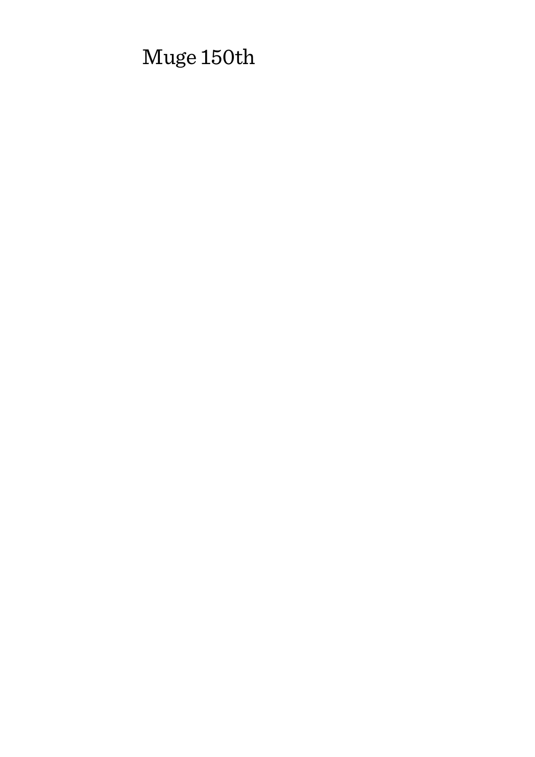Muge 150th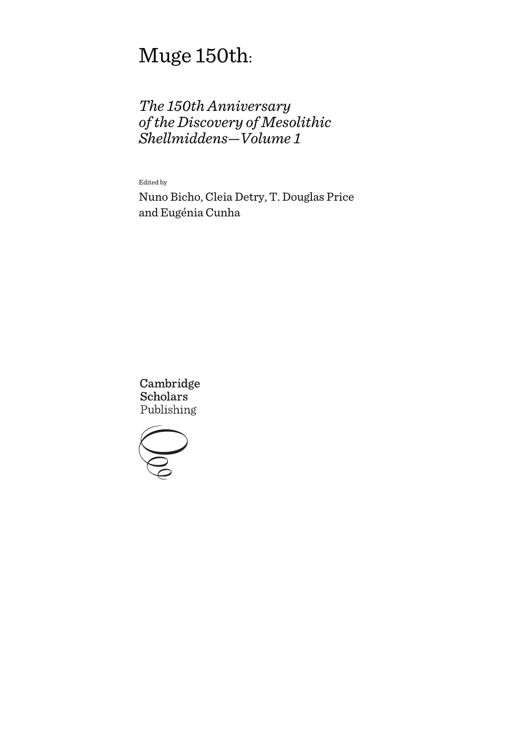# Muge 150th:

## *The 150th Anniversary of the Discovery of Mesolithic Shellmiddens—Volume 1*

Edited by

Nuno Bicho, Cleia Detry, T. Douglas Price and Eugénia Cunha

Cambridge Scholars Publishing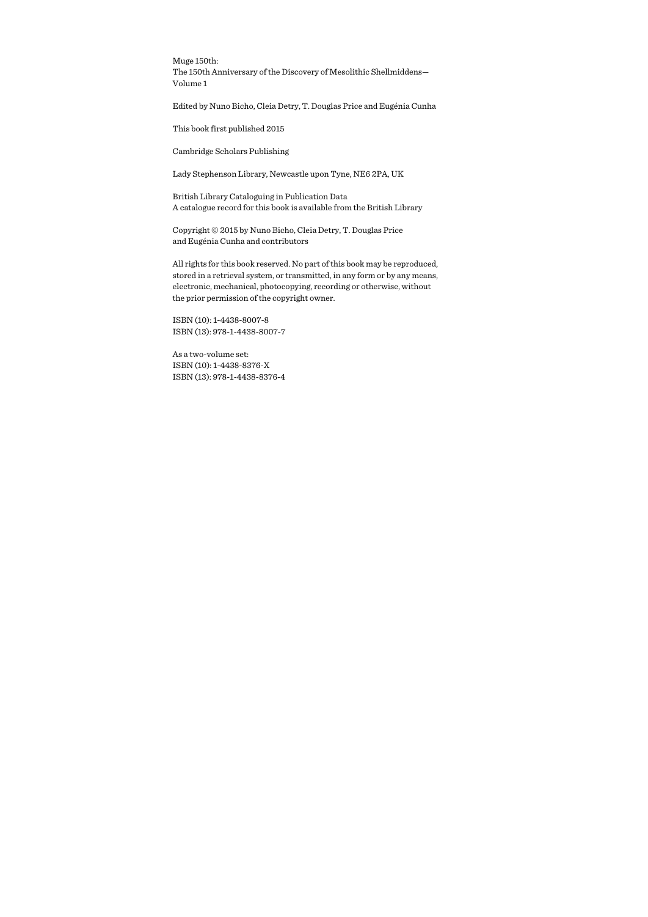Muge 150th:
The 150th Anniversary of the Discovery of Mesolithic Shellmiddens—
Volume 1

Edited by Nuno Bicho, Cleia Detry, T. Douglas Price and Eugénia Cunha

This book first published 2015

Cambridge Scholars Publishing

Lady Stephenson Library, Newcastle upon Tyne, NE6 2PA, UK

British Library Cataloguing in Publication Data
A catalogue record for this book is available from the British Library

Copyright © 2015 by Nuno Bicho, Cleia Detry, T. Douglas Price
and Eugénia Cunha and contributors

All rights for this book reserved. No part of this book may be reproduced, stored in a retrieval system, or transmitted, in any form or by any means, electronic, mechanical, photocopying, recording or otherwise, without the prior permission of the copyright owner.

ISBN (10): 1-4438-8007-8
ISBN (13): 978-1-4438-8007-7

As a two-volume set:
ISBN (10): 1-4438-8376-X
ISBN (13): 978-1-4438-8376-4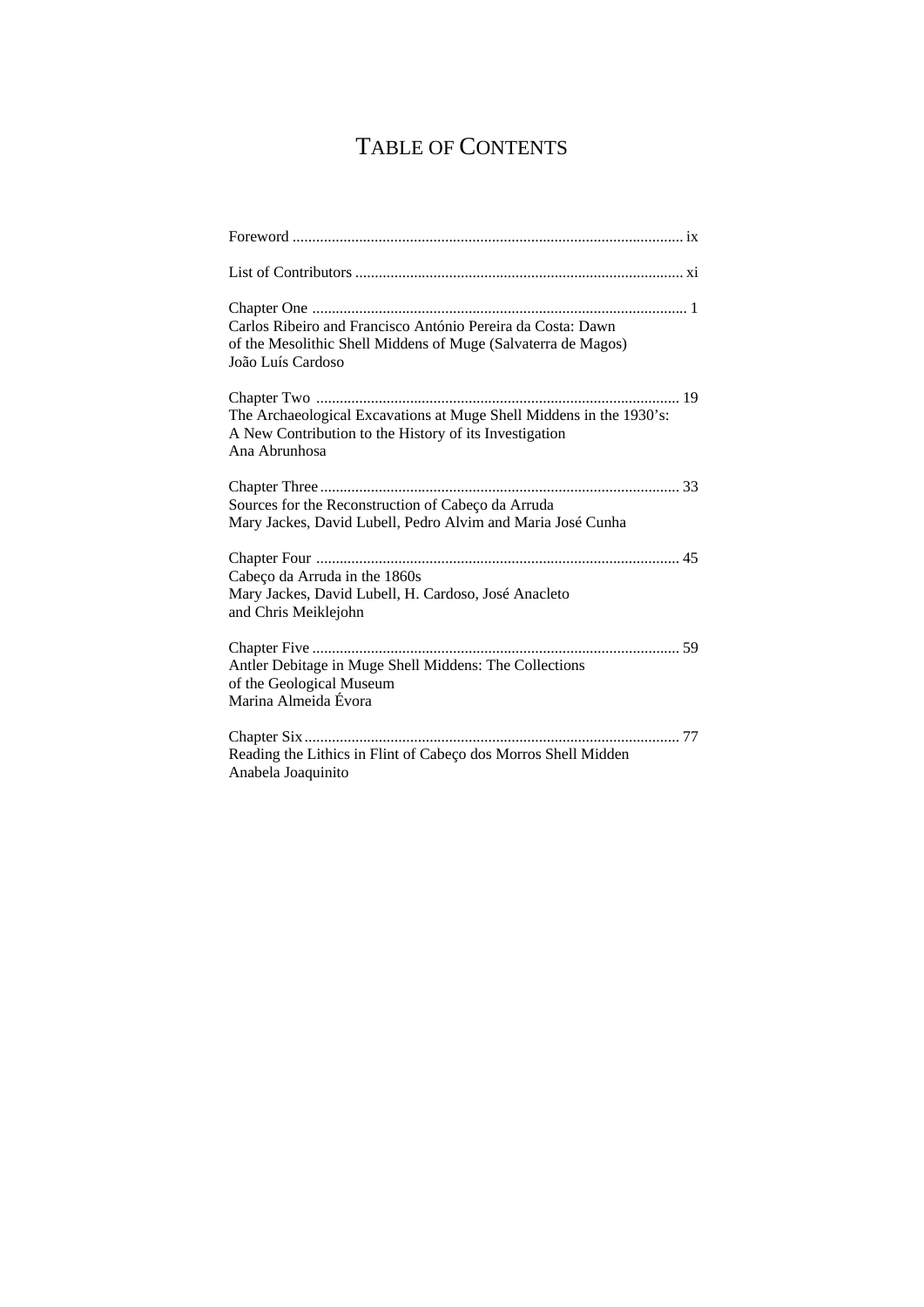# Table of Contents

Foreword ....................................................................................................... ix

List of Contributors ...................................................................................... xi

Chapter One ................................................................................................. 1
Carlos Ribeiro and Francisco António Pereira da Costa: Dawn
of the Mesolithic Shell Middens of Muge (Salvaterra de Magos)
João Luís Cardoso

Chapter Two ............................................................................................... 19
The Archaeological Excavations at Muge Shell Middens in the 1930's:
A New Contribution to the History of its Investigation
Ana Abrunhosa

Chapter Three ............................................................................................. 33
Sources for the Reconstruction of Cabeço da Arruda
Mary Jackes, David Lubell, Pedro Alvim and Maria José Cunha

Chapter Four .............................................................................................. 45
Cabeço da Arruda in the 1860s
Mary Jackes, David Lubell, H. Cardoso, José Anacleto
and Chris Meiklejohn

Chapter Five ............................................................................................... 59
Antler Debitage in Muge Shell Middens: The Collections
of the Geological Museum
Marina Almeida Évora

Chapter Six ................................................................................................. 77
Reading the Lithics in Flint of Cabeço dos Morros Shell Midden
Anabela Joaquinito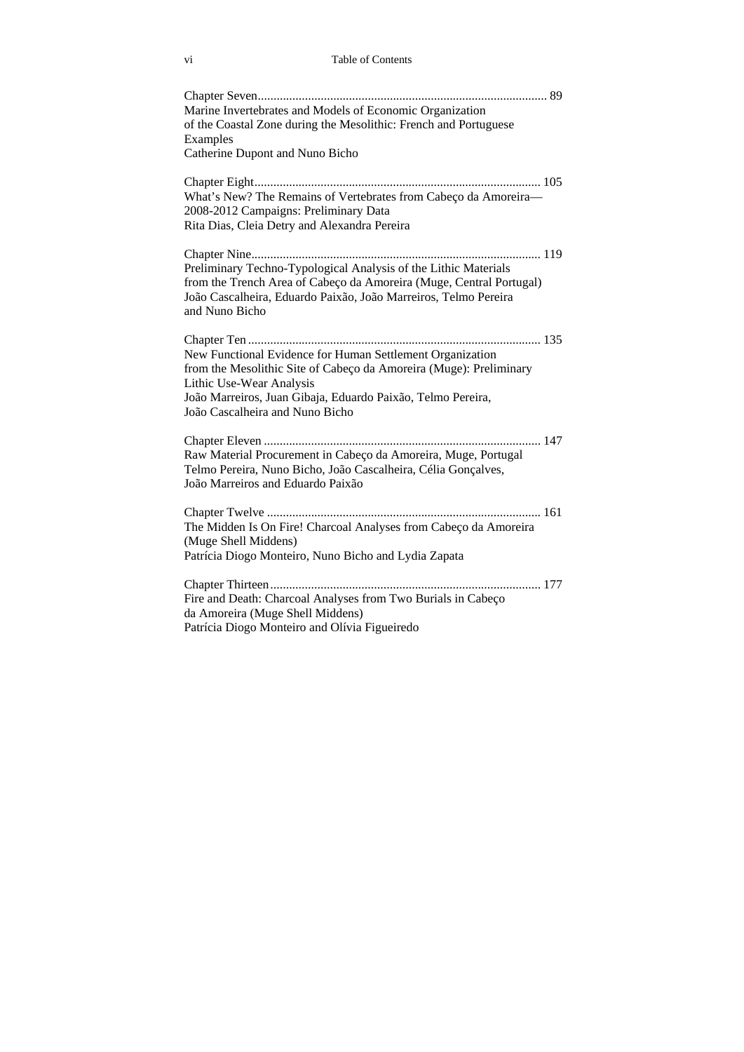Chapter Seven ........................................................................................ 89
Marine Invertebrates and Models of Economic Organization of the Coastal Zone during the Mesolithic: French and Portuguese Examples
Catherine Dupont and Nuno Bicho

Chapter Eight ........................................................................................ 105
What's New? The Remains of Vertebrates from Cabeço da Amoreira—2008-2012 Campaigns: Preliminary Data
Rita Dias, Cleia Detry and Alexandra Pereira

Chapter Nine ........................................................................................ 119
Preliminary Techno-Typological Analysis of the Lithic Materials from the Trench Area of Cabeço da Amoreira (Muge, Central Portugal)
João Cascalheira, Eduardo Paixão, João Marreiros, Telmo Pereira and Nuno Bicho

Chapter Ten ........................................................................................ 135
New Functional Evidence for Human Settlement Organization from the Mesolithic Site of Cabeço da Amoreira (Muge): Preliminary Lithic Use-Wear Analysis
João Marreiros, Juan Gibaja, Eduardo Paixão, Telmo Pereira, João Cascalheira and Nuno Bicho

Chapter Eleven ........................................................................................ 147
Raw Material Procurement in Cabeço da Amoreira, Muge, Portugal
Telmo Pereira, Nuno Bicho, João Cascalheira, Célia Gonçalves, João Marreiros and Eduardo Paixão

Chapter Twelve ........................................................................................ 161
The Midden Is On Fire! Charcoal Analyses from Cabeço da Amoreira (Muge Shell Middens)
Patrícia Diogo Monteiro, Nuno Bicho and Lydia Zapata

Chapter Thirteen ........................................................................................ 177
Fire and Death: Charcoal Analyses from Two Burials in Cabeço da Amoreira (Muge Shell Middens)
Patrícia Diogo Monteiro and Olívia Figueiredo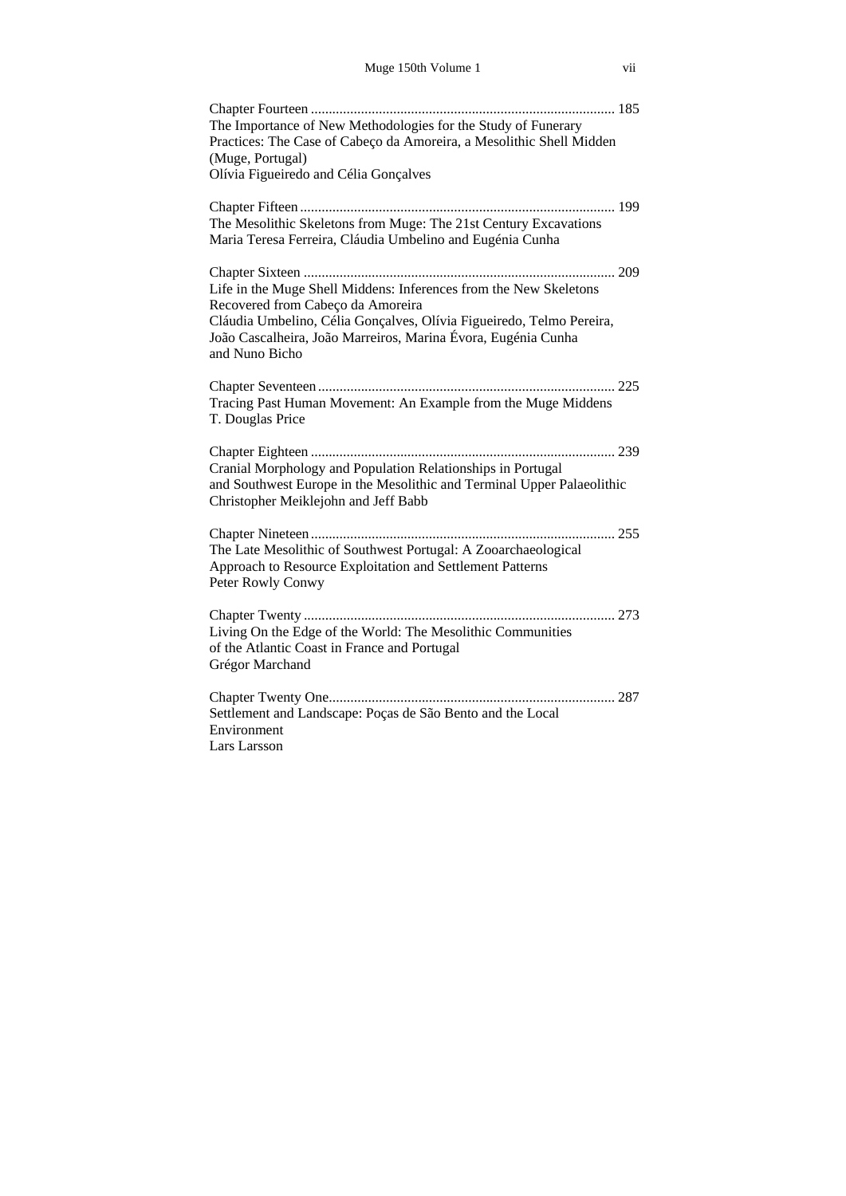Chapter Fourteen .................................................................................... 185
The Importance of New Methodologies for the Study of Funerary Practices: The Case of Cabeço da Amoreira, a Mesolithic Shell Midden (Muge, Portugal)
Olívia Figueiredo and Célia Gonçalves

Chapter Fifteen ........................................................................................ 199
The Mesolithic Skeletons from Muge: The 21st Century Excavations
Maria Teresa Ferreira, Cláudia Umbelino and Eugénia Cunha

Chapter Sixteen ....................................................................................... 209
Life in the Muge Shell Middens: Inferences from the New Skeletons Recovered from Cabeço da Amoreira
Cláudia Umbelino, Célia Gonçalves, Olívia Figueiredo, Telmo Pereira, João Cascalheira, João Marreiros, Marina Évora, Eugénia Cunha and Nuno Bicho

Chapter Seventeen ................................................................................... 225
Tracing Past Human Movement: An Example from the Muge Middens
T. Douglas Price

Chapter Eighteen ..................................................................................... 239
Cranial Morphology and Population Relationships in Portugal and Southwest Europe in the Mesolithic and Terminal Upper Palaeolithic
Christopher Meiklejohn and Jeff Babb

Chapter Nineteen ..................................................................................... 255
The Late Mesolithic of Southwest Portugal: A Zooarchaeological Approach to Resource Exploitation and Settlement Patterns
Peter Rowly Conwy

Chapter Twenty ....................................................................................... 273
Living On the Edge of the World: The Mesolithic Communities of the Atlantic Coast in France and Portugal
Grégor Marchand

Chapter Twenty One................................................................................ 287
Settlement and Landscape: Poças de São Bento and the Local Environment
Lars Larsson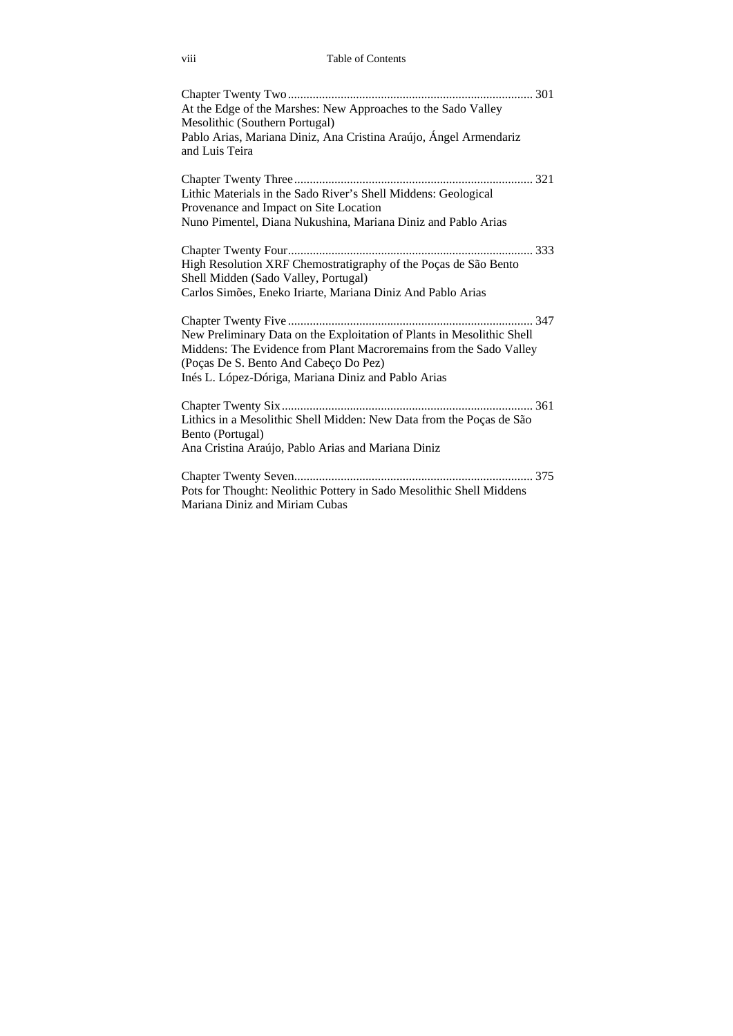Chapter Twenty Two ............................................................................ 301
At the Edge of the Marshes: New Approaches to the Sado Valley Mesolithic (Southern Portugal)
Pablo Arias, Mariana Diniz, Ana Cristina Araújo, Ángel Armendariz and Luis Teira

Chapter Twenty Three ......................................................................... 321
Lithic Materials in the Sado River's Shell Middens: Geological Provenance and Impact on Site Location
Nuno Pimentel, Diana Nukushina, Mariana Diniz and Pablo Arias

Chapter Twenty Four ........................................................................... 333
High Resolution XRF Chemostratigraphy of the Poças de São Bento Shell Midden (Sado Valley, Portugal)
Carlos Simões, Eneko Iriarte, Mariana Diniz And Pablo Arias

Chapter Twenty Five ............................................................................ 347
New Preliminary Data on the Exploitation of Plants in Mesolithic Shell Middens: The Evidence from Plant Macroremains from the Sado Valley (Poças De S. Bento And Cabeço Do Pez)
Inés L. López-Dóriga, Mariana Diniz and Pablo Arias

Chapter Twenty Six .............................................................................. 361
Lithics in a Mesolithic Shell Midden: New Data from the Poças de São Bento (Portugal)
Ana Cristina Araújo, Pablo Arias and Mariana Diniz

Chapter Twenty Seven.......................................................................... 375
Pots for Thought: Neolithic Pottery in Sado Mesolithic Shell Middens
Mariana Diniz and Miriam Cubas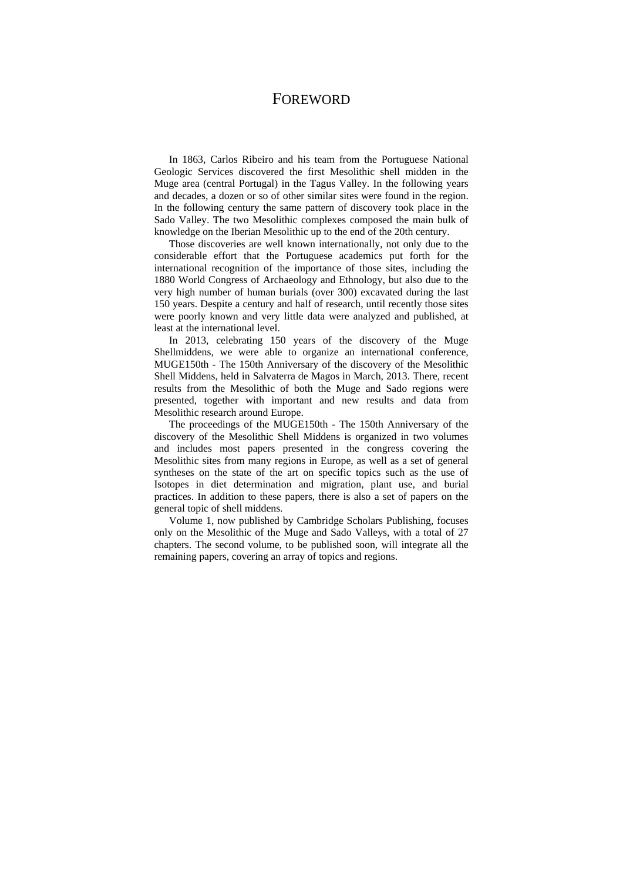# FOREWORD

In 1863, Carlos Ribeiro and his team from the Portuguese National Geologic Services discovered the first Mesolithic shell midden in the Muge area (central Portugal) in the Tagus Valley. In the following years and decades, a dozen or so of other similar sites were found in the region. In the following century the same pattern of discovery took place in the Sado Valley. The two Mesolithic complexes composed the main bulk of knowledge on the Iberian Mesolithic up to the end of the 20th century.

Those discoveries are well known internationally, not only due to the considerable effort that the Portuguese academics put forth for the international recognition of the importance of those sites, including the 1880 World Congress of Archaeology and Ethnology, but also due to the very high number of human burials (over 300) excavated during the last 150 years. Despite a century and half of research, until recently those sites were poorly known and very little data were analyzed and published, at least at the international level.

In 2013, celebrating 150 years of the discovery of the Muge Shellmiddens, we were able to organize an international conference, MUGE150th - The 150th Anniversary of the discovery of the Mesolithic Shell Middens, held in Salvaterra de Magos in March, 2013. There, recent results from the Mesolithic of both the Muge and Sado regions were presented, together with important and new results and data from Mesolithic research around Europe.

The proceedings of the MUGE150th - The 150th Anniversary of the discovery of the Mesolithic Shell Middens is organized in two volumes and includes most papers presented in the congress covering the Mesolithic sites from many regions in Europe, as well as a set of general syntheses on the state of the art on specific topics such as the use of Isotopes in diet determination and migration, plant use, and burial practices. In addition to these papers, there is also a set of papers on the general topic of shell middens.

Volume 1, now published by Cambridge Scholars Publishing, focuses only on the Mesolithic of the Muge and Sado Valleys, with a total of 27 chapters. The second volume, to be published soon, will integrate all the remaining papers, covering an array of topics and regions.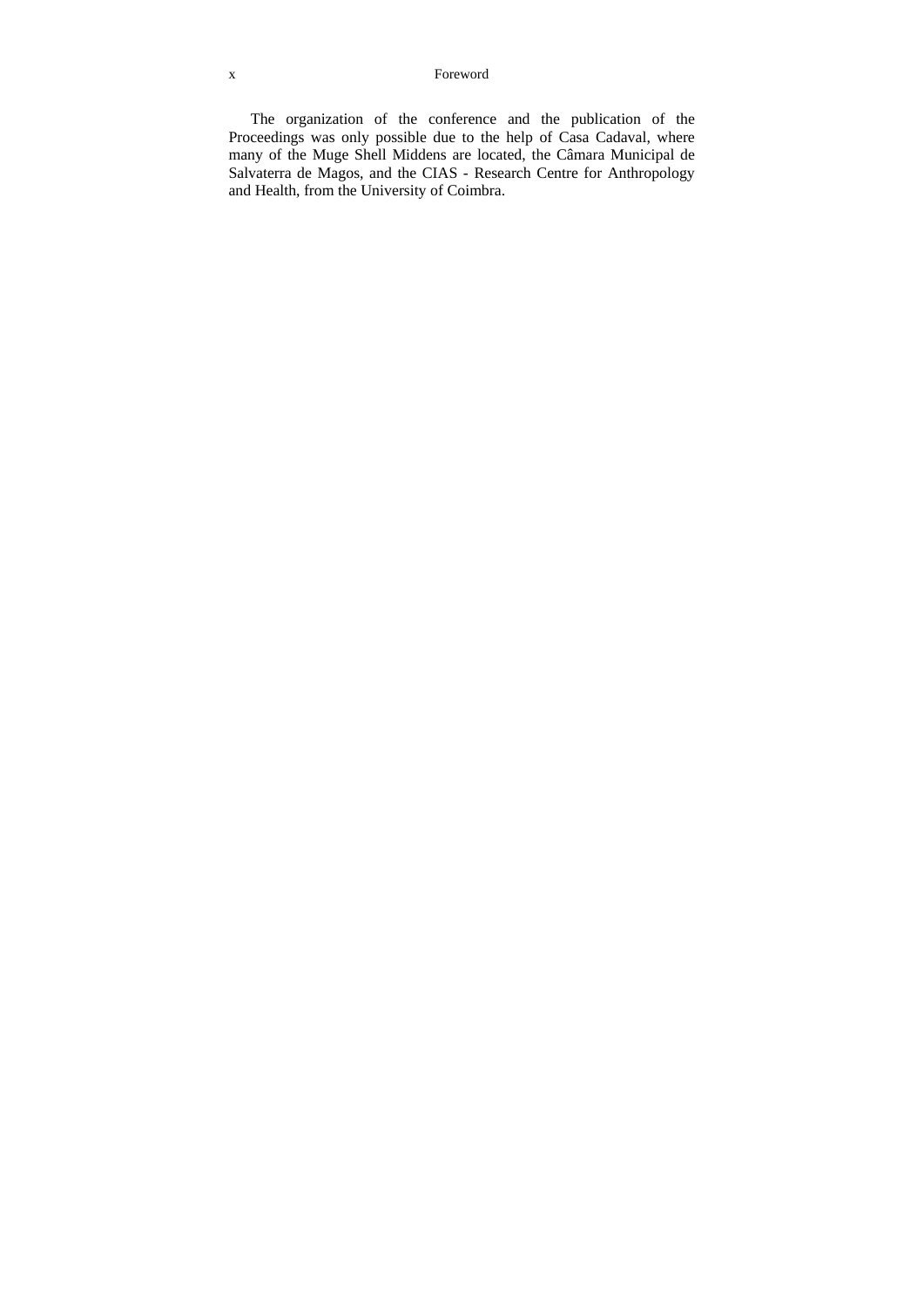The organization of the conference and the publication of the Proceedings was only possible due to the help of Casa Cadaval, where many of the Muge Shell Middens are located, the Câmara Municipal de Salvaterra de Magos, and the CIAS - Research Centre for Anthropology and Health, from the University of Coimbra.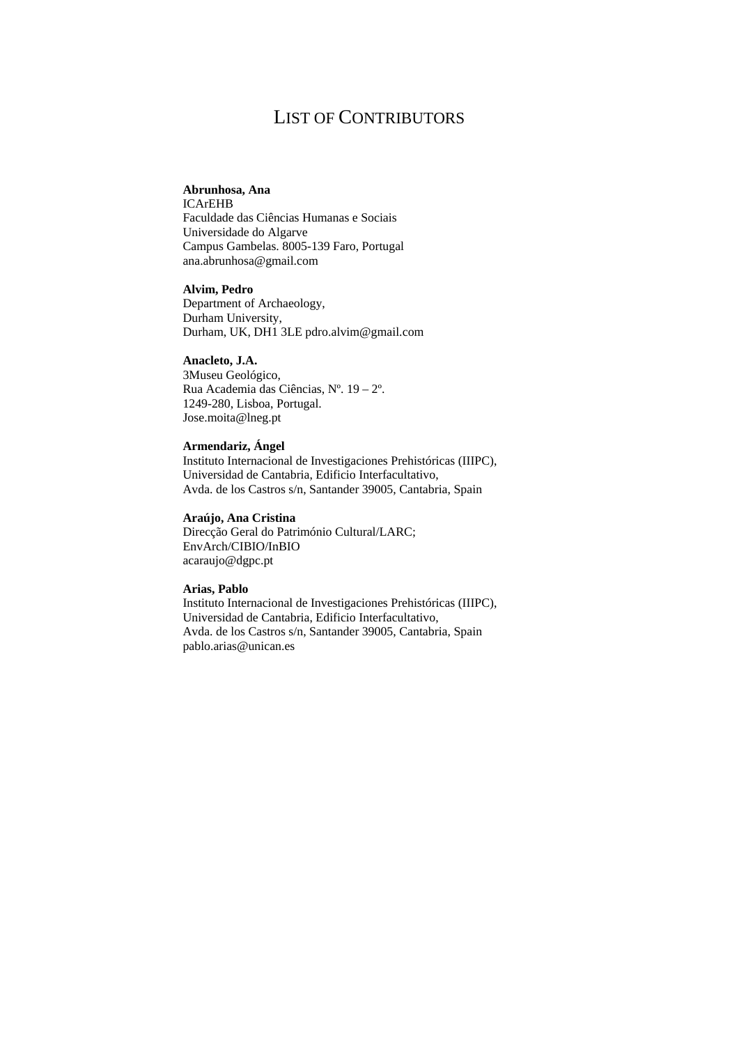# LIST OF CONTRIBUTORS

**Abrunhosa, Ana**
ICArEHB
Faculdade das Ciências Humanas e Sociais
Universidade do Algarve
Campus Gambelas. 8005-139 Faro, Portugal
ana.abrunhosa@gmail.com

**Alvim, Pedro**
Department of Archaeology,
Durham University,
Durham, UK, DH1 3LE pdro.alvim@gmail.com

**Anacleto, J.A.**
3Museu Geológico,
Rua Academia das Ciências, Nº. 19 – 2º.
1249-280, Lisboa, Portugal.
Jose.moita@lneg.pt

**Armendariz, Ángel**
Instituto Internacional de Investigaciones Prehistóricas (IIIPC),
Universidad de Cantabria, Edificio Interfacultativo,
Avda. de los Castros s/n, Santander 39005, Cantabria, Spain

**Araújo, Ana Cristina**
Direcção Geral do Património Cultural/LARC;
EnvArch/CIBIO/InBIO
acaraujo@dgpc.pt

**Arias, Pablo**
Instituto Internacional de Investigaciones Prehistóricas (IIIPC),
Universidad de Cantabria, Edificio Interfacultativo,
Avda. de los Castros s/n, Santander 39005, Cantabria, Spain
pablo.arias@unican.es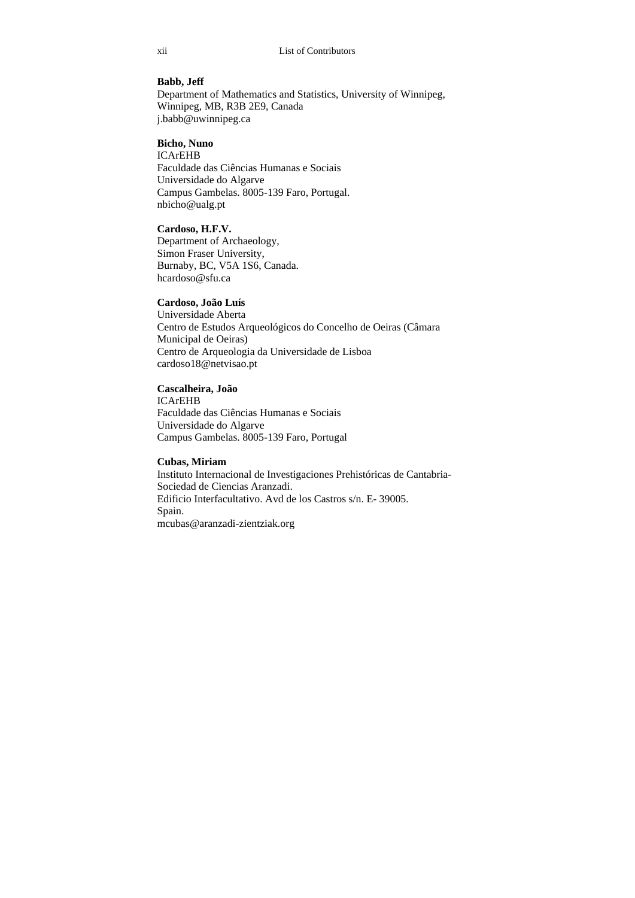**Babb, Jeff**
Department of Mathematics and Statistics, University of Winnipeg, Winnipeg, MB, R3B 2E9, Canada
j.babb@uwinnipeg.ca

**Bicho, Nuno**
ICArEHB
Faculdade das Ciências Humanas e Sociais
Universidade do Algarve
Campus Gambelas. 8005-139 Faro, Portugal.
nbicho@ualg.pt

**Cardoso, H.F.V.**
Department of Archaeology,
Simon Fraser University,
Burnaby, BC, V5A 1S6, Canada.
hcardoso@sfu.ca

**Cardoso, João Luís**
Universidade Aberta
Centro de Estudos Arqueológicos do Concelho de Oeiras (Câmara Municipal de Oeiras)
Centro de Arqueologia da Universidade de Lisboa
cardoso18@netvisao.pt

**Cascalheira, João**
ICArEHB
Faculdade das Ciências Humanas e Sociais
Universidade do Algarve
Campus Gambelas. 8005-139 Faro, Portugal

**Cubas, Miriam**
Instituto Internacional de Investigaciones Prehistóricas de Cantabria-Sociedad de Ciencias Aranzadi.
Edificio Interfacultativo. Avd de los Castros s/n. E- 39005.
Spain.
mcubas@aranzadi-zientziak.org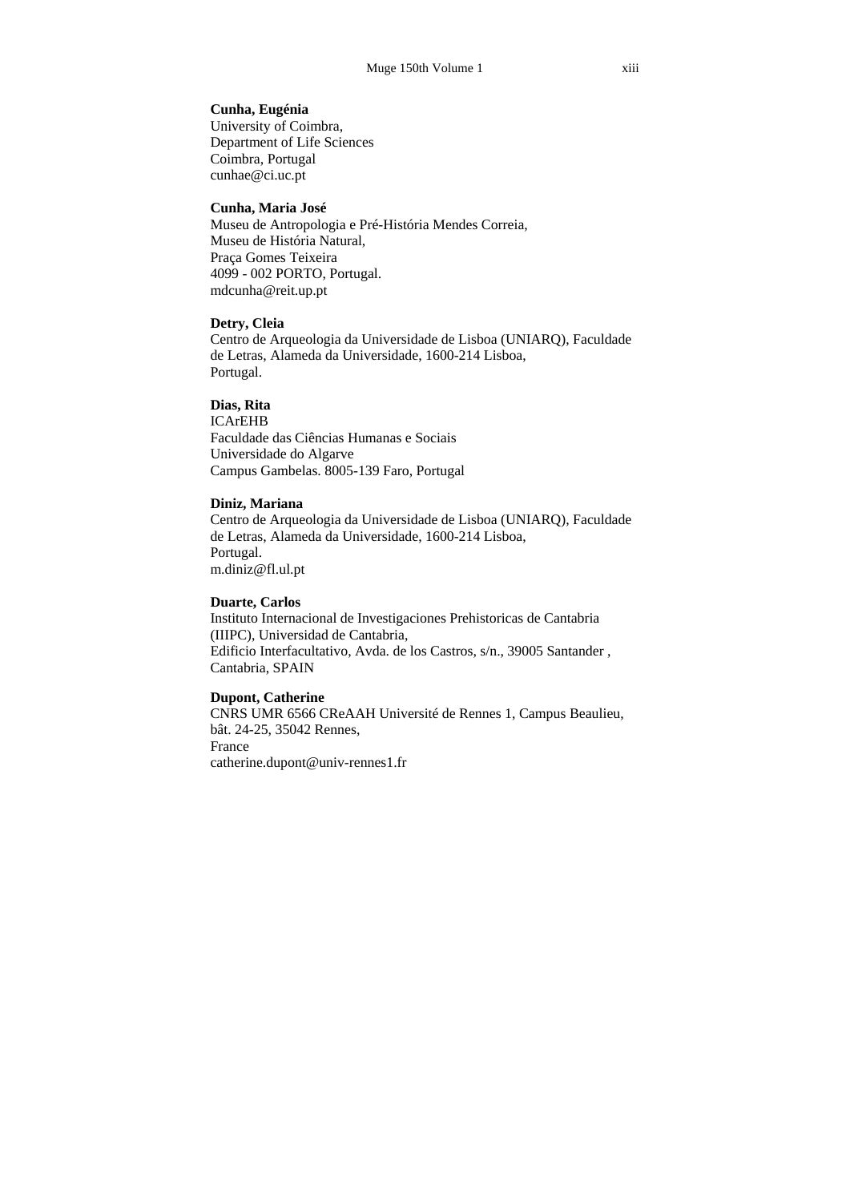**Cunha, Eugénia**
University of Coimbra,
Department of Life Sciences
Coimbra, Portugal
cunhae@ci.uc.pt

**Cunha, Maria José**
Museu de Antropologia e Pré-História Mendes Correia,
Museu de História Natural,
Praça Gomes Teixeira
4099 - 002 PORTO, Portugal.
mdcunha@reit.up.pt

**Detry, Cleia**
Centro de Arqueologia da Universidade de Lisboa (UNIARQ), Faculdade de Letras, Alameda da Universidade, 1600-214 Lisboa,
Portugal.

**Dias, Rita**
ICArEHB
Faculdade das Ciências Humanas e Sociais
Universidade do Algarve
Campus Gambelas. 8005-139 Faro, Portugal

**Diniz, Mariana**
Centro de Arqueologia da Universidade de Lisboa (UNIARQ), Faculdade de Letras, Alameda da Universidade, 1600-214 Lisboa,
Portugal.
m.diniz@fl.ul.pt

**Duarte, Carlos**
Instituto Internacional de Investigaciones Prehistoricas de Cantabria (IIIPC), Universidad de Cantabria,
Edificio Interfacultativo, Avda. de los Castros, s/n., 39005 Santander ,
Cantabria, SPAIN

**Dupont, Catherine**
CNRS UMR 6566 CReAAH Université de Rennes 1, Campus Beaulieu,
bât. 24-25, 35042 Rennes,
France
catherine.dupont@univ-rennes1.fr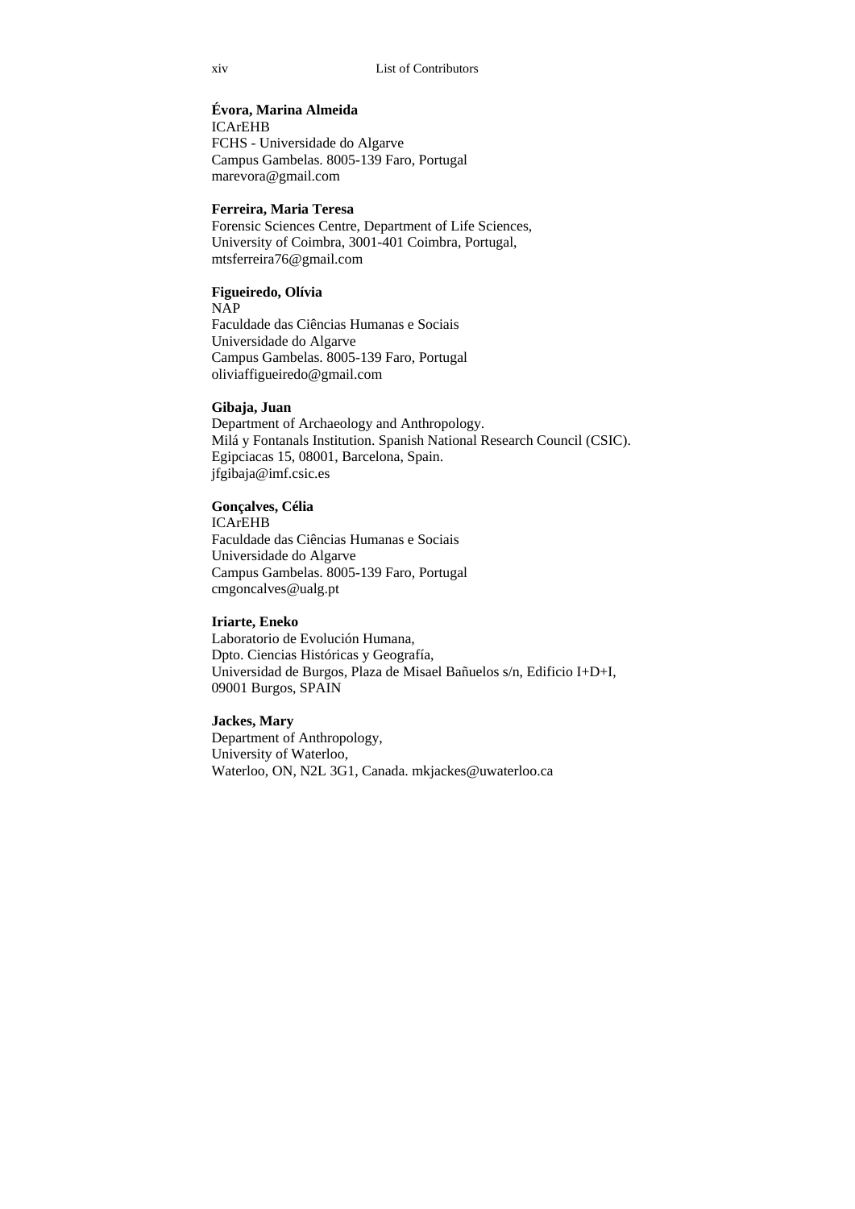**Évora, Marina Almeida**
ICArEHB
FCHS - Universidade do Algarve
Campus Gambelas. 8005-139 Faro, Portugal
marevora@gmail.com

**Ferreira, Maria Teresa**
Forensic Sciences Centre, Department of Life Sciences,
University of Coimbra, 3001-401 Coimbra, Portugal,
mtsferreira76@gmail.com

**Figueiredo, Olívia**
NAP
Faculdade das Ciências Humanas e Sociais
Universidade do Algarve
Campus Gambelas. 8005-139 Faro, Portugal
oliviaffigueiredo@gmail.com

**Gibaja, Juan**
Department of Archaeology and Anthropology.
Milá y Fontanals Institution. Spanish National Research Council (CSIC).
Egipciacas 15, 08001, Barcelona, Spain.
jfgibaja@imf.csic.es

**Gonçalves, Célia**
ICArEHB
Faculdade das Ciências Humanas e Sociais
Universidade do Algarve
Campus Gambelas. 8005-139 Faro, Portugal
cmgoncalves@ualg.pt

**Iriarte, Eneko**
Laboratorio de Evolución Humana,
Dpto. Ciencias Históricas y Geografía,
Universidad de Burgos, Plaza de Misael Bañuelos s/n, Edificio I+D+I,
09001 Burgos, SPAIN

**Jackes, Mary**
Department of Anthropology,
University of Waterloo,
Waterloo, ON, N2L 3G1, Canada. mkjackes@uwaterloo.ca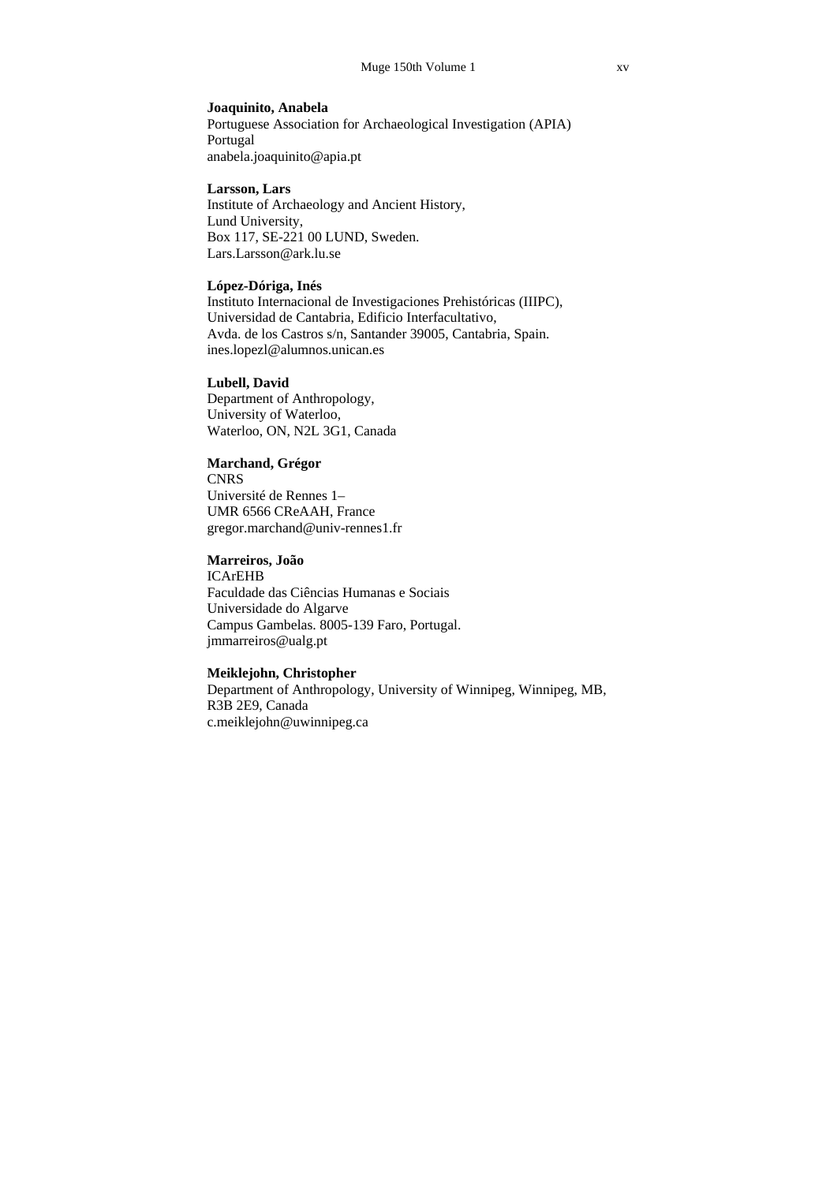**Joaquinito, Anabela**
Portuguese Association for Archaeological Investigation (APIA)
Portugal
anabela.joaquinito@apia.pt

**Larsson, Lars**
Institute of Archaeology and Ancient History,
Lund University,
Box 117, SE-221 00 LUND, Sweden.
Lars.Larsson@ark.lu.se

**López-Dóriga, Inés**
Instituto Internacional de Investigaciones Prehistóricas (IIIPC),
Universidad de Cantabria, Edificio Interfacultativo,
Avda. de los Castros s/n, Santander 39005, Cantabria, Spain.
ines.lopezl@alumnos.unican.es

**Lubell, David**
Department of Anthropology,
University of Waterloo,
Waterloo, ON, N2L 3G1, Canada

**Marchand, Grégor**
CNRS
Université de Rennes 1–
UMR 6566 CReAAH, France
gregor.marchand@univ-rennes1.fr

**Marreiros, João**
ICArEHB
Faculdade das Ciências Humanas e Sociais
Universidade do Algarve
Campus Gambelas. 8005-139 Faro, Portugal.
jmmarreiros@ualg.pt

**Meiklejohn, Christopher**
Department of Anthropology, University of Winnipeg, Winnipeg, MB,
R3B 2E9, Canada
c.meiklejohn@uwinnipeg.ca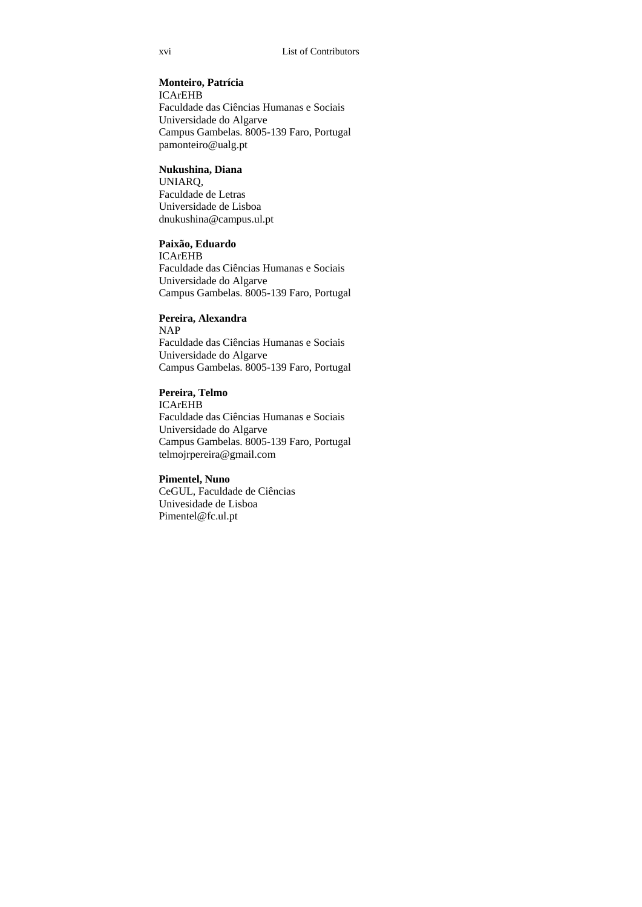**Monteiro, Patrícia**
ICArEHB
Faculdade das Ciências Humanas e Sociais
Universidade do Algarve
Campus Gambelas. 8005-139 Faro, Portugal
pamonteiro@ualg.pt

**Nukushina, Diana**
UNIARQ,
Faculdade de Letras
Universidade de Lisboa
dnukushina@campus.ul.pt

**Paixão, Eduardo**
ICArEHB
Faculdade das Ciências Humanas e Sociais
Universidade do Algarve
Campus Gambelas. 8005-139 Faro, Portugal

**Pereira, Alexandra**
NAP
Faculdade das Ciências Humanas e Sociais
Universidade do Algarve
Campus Gambelas. 8005-139 Faro, Portugal

**Pereira, Telmo**
ICArEHB
Faculdade das Ciências Humanas e Sociais
Universidade do Algarve
Campus Gambelas. 8005-139 Faro, Portugal
telmojrpereira@gmail.com

**Pimentel, Nuno**
CeGUL, Faculdade de Ciências
Univesidade de Lisboa
Pimentel@fc.ul.pt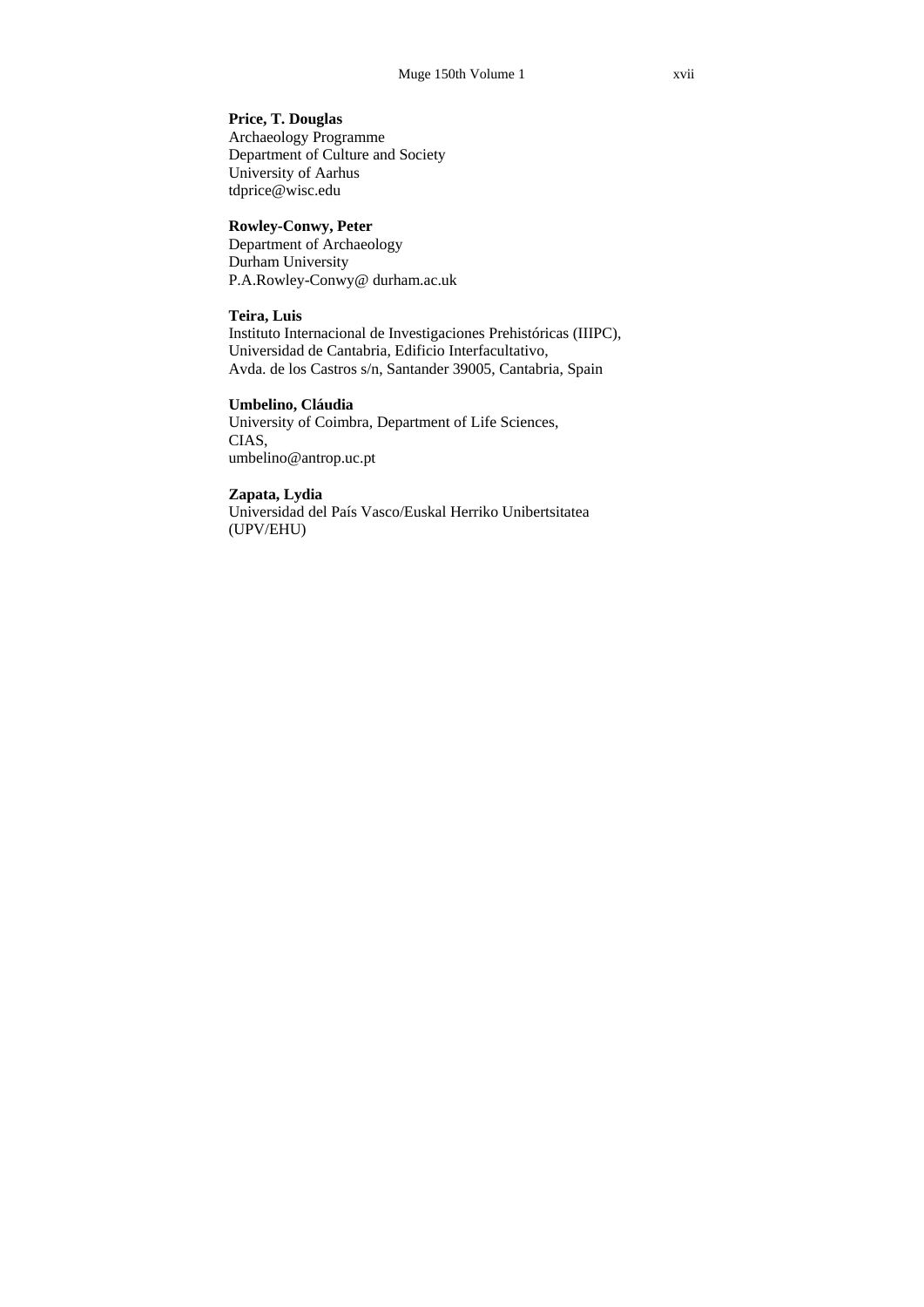**Price, T. Douglas**
Archaeology Programme
Department of Culture and Society
University of Aarhus
tdprice@wisc.edu

**Rowley-Conwy, Peter**
Department of Archaeology
Durham University
P.A.Rowley-Conwy@ durham.ac.uk

**Teira, Luis**
Instituto Internacional de Investigaciones Prehistóricas (IIIPC),
Universidad de Cantabria, Edificio Interfacultativo,
Avda. de los Castros s/n, Santander 39005, Cantabria, Spain

**Umbelino, Cláudia**
University of Coimbra, Department of Life Sciences,
CIAS,
umbelino@antrop.uc.pt

**Zapata, Lydia**
Universidad del País Vasco/Euskal Herriko Unibertsitatea
(UPV/EHU)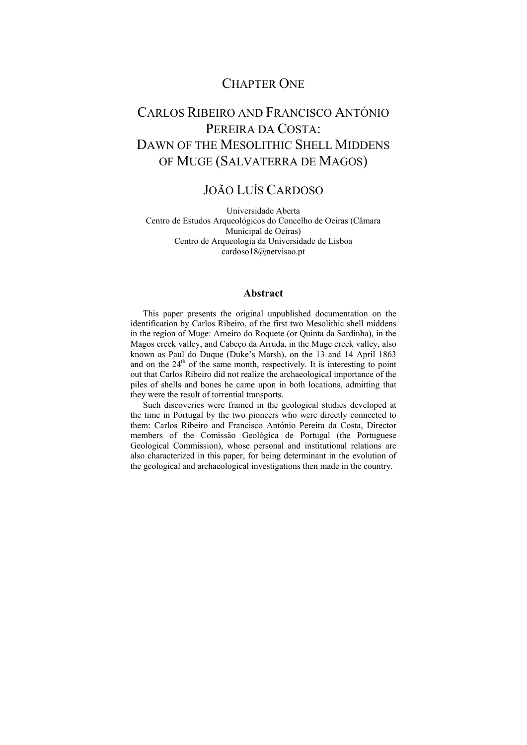# CHAPTER ONE

# CARLOS RIBEIRO AND FRANCISCO ANTÓNIO PEREIRA DA COSTA: DAWN OF THE MESOLITHIC SHELL MIDDENS OF MUGE (SALVATERRA DE MAGOS)

## JOÃO LUÍS CARDOSO

Universidade Aberta
Centro de Estudos Arqueológicos do Concelho de Oeiras (Câmara Municipal de Oeiras)
Centro de Arqueologia da Universidade de Lisboa
cardoso18@netvisao.pt

### Abstract

This paper presents the original unpublished documentation on the identification by Carlos Ribeiro, of the first two Mesolithic shell middens in the region of Muge: Arneiro do Roquete (or Quinta da Sardinha), in the Magos creek valley, and Cabeço da Arruda, in the Muge creek valley, also known as Paul do Duque (Duke's Marsh), on the 13 and 14 April 1863 and on the 24th of the same month, respectively. It is interesting to point out that Carlos Ribeiro did not realize the archaeological importance of the piles of shells and bones he came upon in both locations, admitting that they were the result of torrential transports.

Such discoveries were framed in the geological studies developed at the time in Portugal by the two pioneers who were directly connected to them: Carlos Ribeiro and Francisco António Pereira da Costa, Director members of the Comissão Geológica de Portugal (the Portuguese Geological Commission), whose personal and institutional relations are also characterized in this paper, for being determinant in the evolution of the geological and archaeological investigations then made in the country.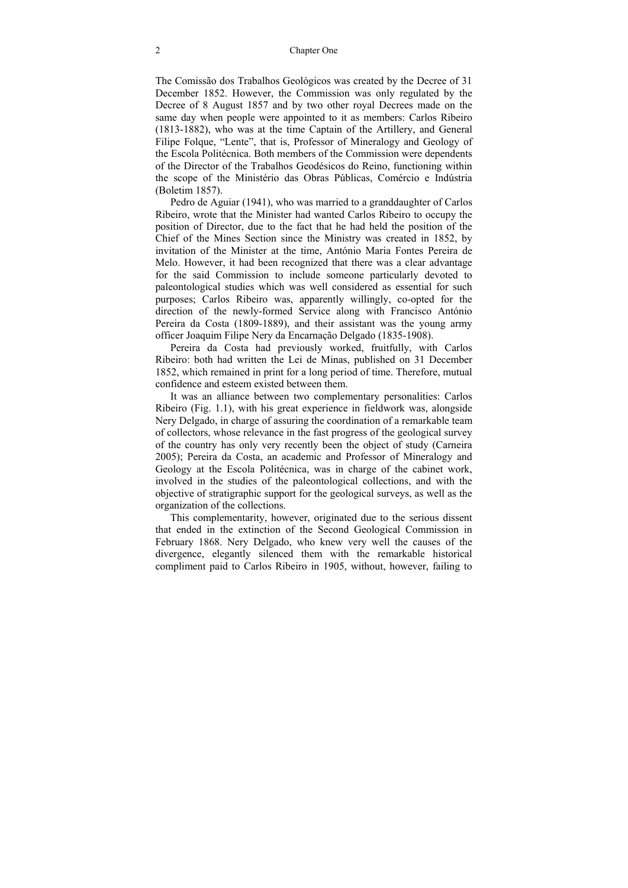The Comissão dos Trabalhos Geológicos was created by the Decree of 31 December 1852. However, the Commission was only regulated by the Decree of 8 August 1857 and by two other royal Decrees made on the same day when people were appointed to it as members: Carlos Ribeiro (1813-1882), who was at the time Captain of the Artillery, and General Filipe Folque, "Lente", that is, Professor of Mineralogy and Geology of the Escola Politécnica. Both members of the Commission were dependents of the Director of the Trabalhos Geodésicos do Reino, functioning within the scope of the Ministério das Obras Públicas, Comércio e Indústria (Boletim 1857).

Pedro de Aguiar (1941), who was married to a granddaughter of Carlos Ribeiro, wrote that the Minister had wanted Carlos Ribeiro to occupy the position of Director, due to the fact that he had held the position of the Chief of the Mines Section since the Ministry was created in 1852, by invitation of the Minister at the time, António Maria Fontes Pereira de Melo. However, it had been recognized that there was a clear advantage for the said Commission to include someone particularly devoted to paleontological studies which was well considered as essential for such purposes; Carlos Ribeiro was, apparently willingly, co-opted for the direction of the newly-formed Service along with Francisco António Pereira da Costa (1809-1889), and their assistant was the young army officer Joaquim Filipe Nery da Encarnação Delgado (1835-1908).

Pereira da Costa had previously worked, fruitfully, with Carlos Ribeiro: both had written the Lei de Minas, published on 31 December 1852, which remained in print for a long period of time. Therefore, mutual confidence and esteem existed between them.

It was an alliance between two complementary personalities: Carlos Ribeiro (Fig. 1.1), with his great experience in fieldwork was, alongside Nery Delgado, in charge of assuring the coordination of a remarkable team of collectors, whose relevance in the fast progress of the geological survey of the country has only very recently been the object of study (Carneira 2005); Pereira da Costa, an academic and Professor of Mineralogy and Geology at the Escola Politécnica, was in charge of the cabinet work, involved in the studies of the paleontological collections, and with the objective of stratigraphic support for the geological surveys, as well as the organization of the collections.

This complementarity, however, originated due to the serious dissent that ended in the extinction of the Second Geological Commission in February 1868. Nery Delgado, who knew very well the causes of the divergence, elegantly silenced them with the remarkable historical compliment paid to Carlos Ribeiro in 1905, without, however, failing to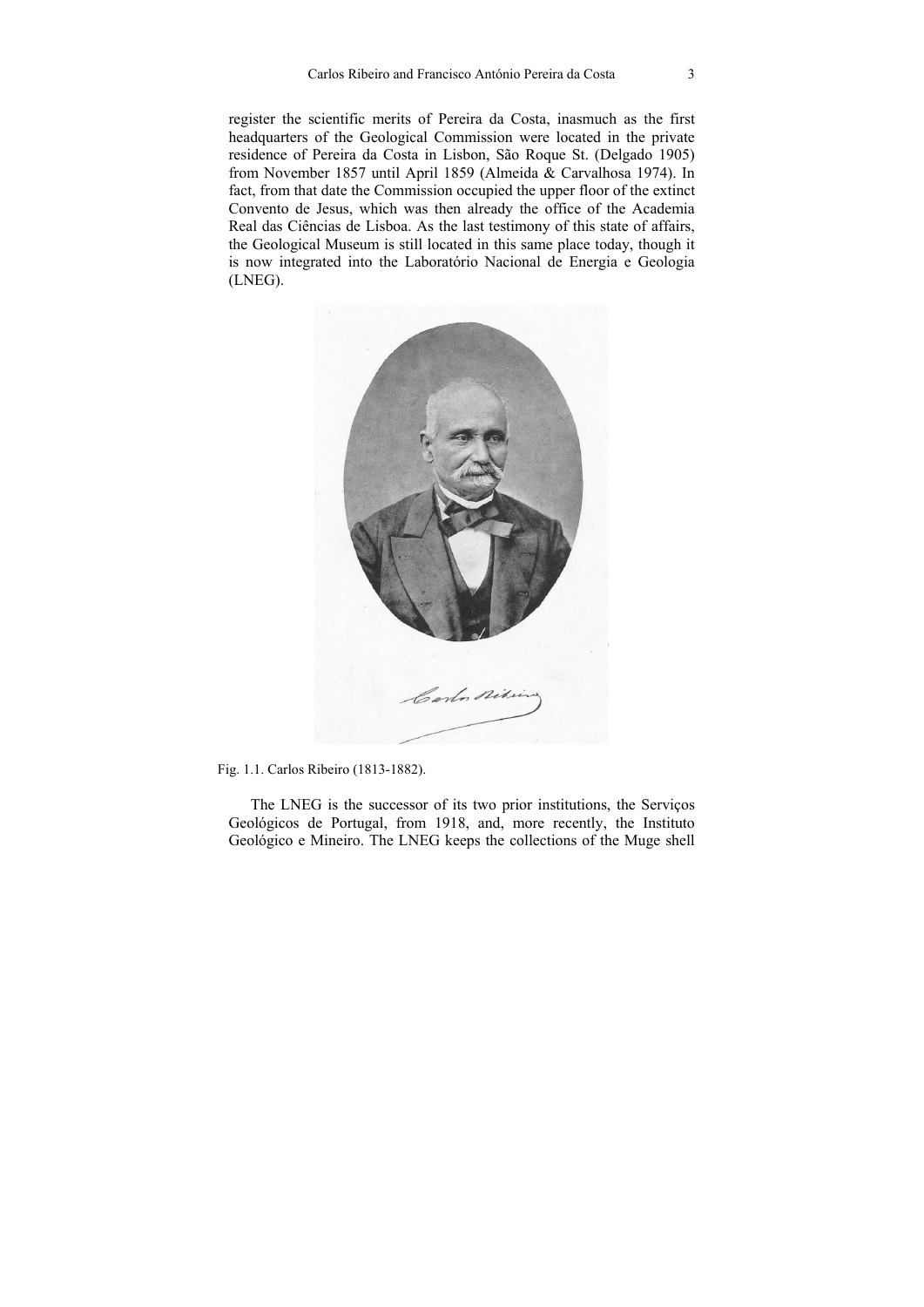register the scientific merits of Pereira da Costa, inasmuch as the first headquarters of the Geological Commission were located in the private residence of Pereira da Costa in Lisbon, São Roque St. (Delgado 1905) from November 1857 until April 1859 (Almeida & Carvalhosa 1974). In fact, from that date the Commission occupied the upper floor of the extinct Convento de Jesus, which was then already the office of the Academia Real das Ciências de Lisboa. As the last testimony of this state of affairs, the Geological Museum is still located in this same place today, though it is now integrated into the Laboratório Nacional de Energia e Geologia (LNEG).

Fig. 1.1. Carlos Ribeiro (1813-1882).

The LNEG is the successor of its two prior institutions, the Serviços Geológicos de Portugal, from 1918, and, more recently, the Instituto Geológico e Mineiro. The LNEG keeps the collections of the Muge shell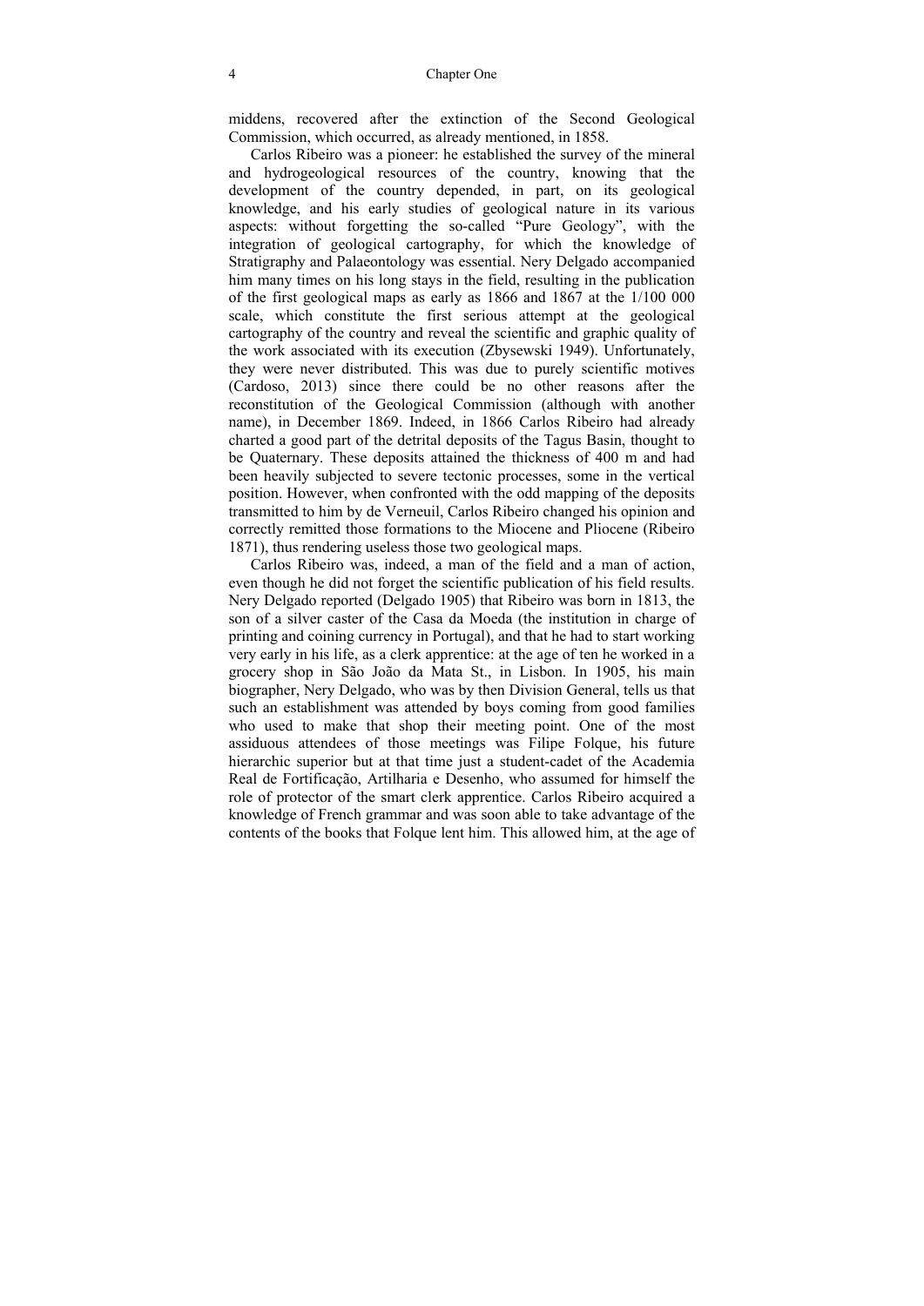middens, recovered after the extinction of the Second Geological Commission, which occurred, as already mentioned, in 1858.

Carlos Ribeiro was a pioneer: he established the survey of the mineral and hydrogeological resources of the country, knowing that the development of the country depended, in part, on its geological knowledge, and his early studies of geological nature in its various aspects: without forgetting the so-called "Pure Geology", with the integration of geological cartography, for which the knowledge of Stratigraphy and Palaeontology was essential. Nery Delgado accompanied him many times on his long stays in the field, resulting in the publication of the first geological maps as early as 1866 and 1867 at the 1/100 000 scale, which constitute the first serious attempt at the geological cartography of the country and reveal the scientific and graphic quality of the work associated with its execution (Zbysewski 1949). Unfortunately, they were never distributed. This was due to purely scientific motives (Cardoso, 2013) since there could be no other reasons after the reconstitution of the Geological Commission (although with another name), in December 1869. Indeed, in 1866 Carlos Ribeiro had already charted a good part of the detrital deposits of the Tagus Basin, thought to be Quaternary. These deposits attained the thickness of 400 m and had been heavily subjected to severe tectonic processes, some in the vertical position. However, when confronted with the odd mapping of the deposits transmitted to him by de Verneuil, Carlos Ribeiro changed his opinion and correctly remitted those formations to the Miocene and Pliocene (Ribeiro 1871), thus rendering useless those two geological maps.

Carlos Ribeiro was, indeed, a man of the field and a man of action, even though he did not forget the scientific publication of his field results. Nery Delgado reported (Delgado 1905) that Ribeiro was born in 1813, the son of a silver caster of the Casa da Moeda (the institution in charge of printing and coining currency in Portugal), and that he had to start working very early in his life, as a clerk apprentice: at the age of ten he worked in a grocery shop in São João da Mata St., in Lisbon. In 1905, his main biographer, Nery Delgado, who was by then Division General, tells us that such an establishment was attended by boys coming from good families who used to make that shop their meeting point. One of the most assiduous attendees of those meetings was Filipe Folque, his future hierarchic superior but at that time just a student-cadet of the Academia Real de Fortificação, Artilharia e Desenho, who assumed for himself the role of protector of the smart clerk apprentice. Carlos Ribeiro acquired a knowledge of French grammar and was soon able to take advantage of the contents of the books that Folque lent him. This allowed him, at the age of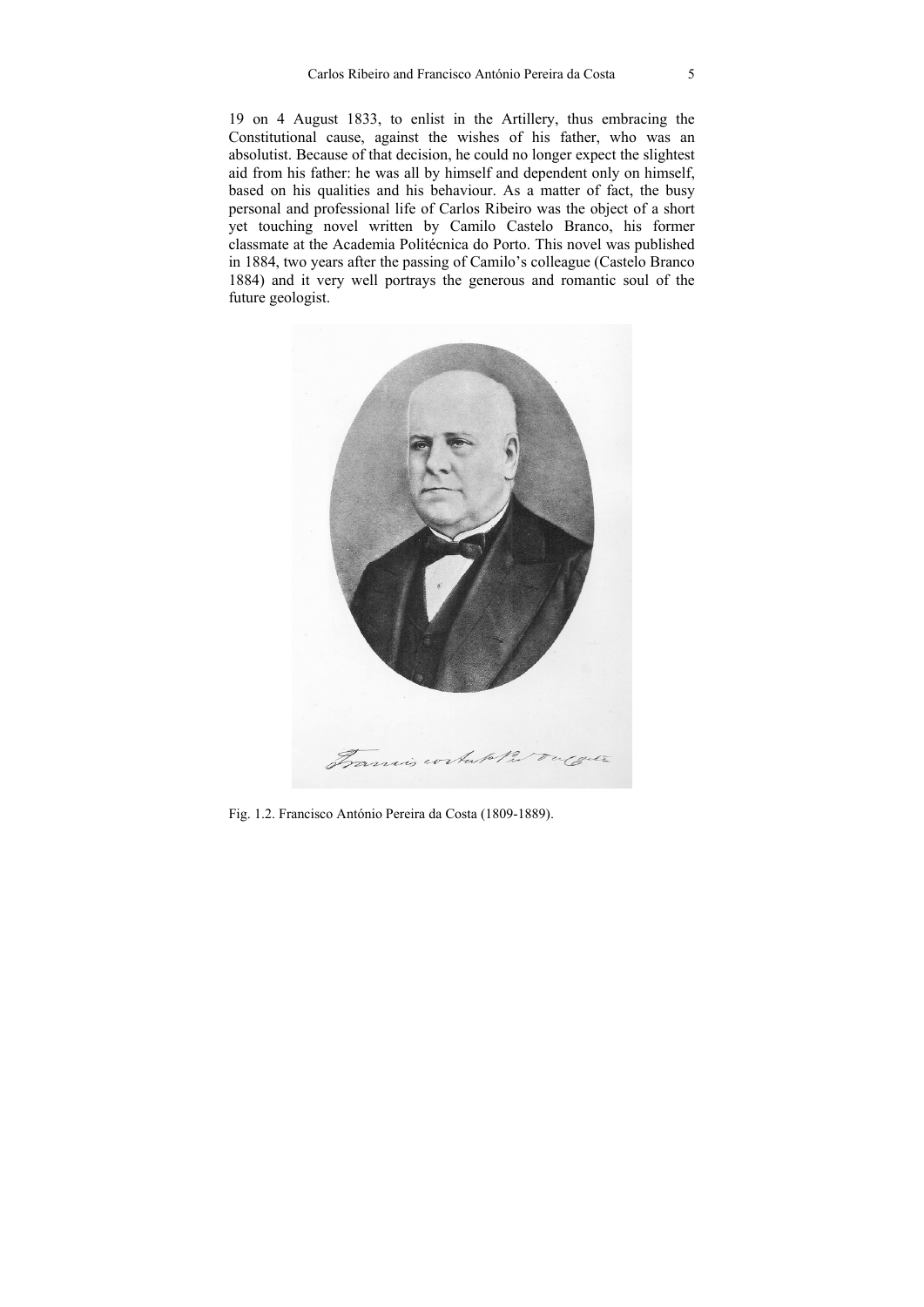19 on 4 August 1833, to enlist in the Artillery, thus embracing the Constitutional cause, against the wishes of his father, who was an absolutist. Because of that decision, he could no longer expect the slightest aid from his father: he was all by himself and dependent only on himself, based on his qualities and his behaviour. As a matter of fact, the busy personal and professional life of Carlos Ribeiro was the object of a short yet touching novel written by Camilo Castelo Branco, his former classmate at the Academia Politécnica do Porto. This novel was published in 1884, two years after the passing of Camilo's colleague (Castelo Branco 1884) and it very well portrays the generous and romantic soul of the future geologist.

Fig. 1.2. Francisco António Pereira da Costa (1809-1889).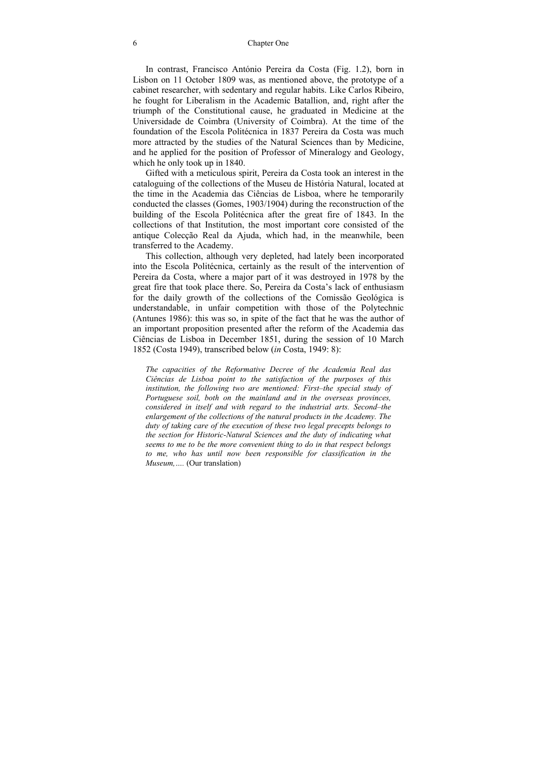In contrast, Francisco António Pereira da Costa (Fig. 1.2), born in Lisbon on 11 October 1809 was, as mentioned above, the prototype of a cabinet researcher, with sedentary and regular habits. Like Carlos Ribeiro, he fought for Liberalism in the Academic Batallion, and, right after the triumph of the Constitutional cause, he graduated in Medicine at the Universidade de Coimbra (University of Coimbra). At the time of the foundation of the Escola Politécnica in 1837 Pereira da Costa was much more attracted by the studies of the Natural Sciences than by Medicine, and he applied for the position of Professor of Mineralogy and Geology, which he only took up in 1840.

Gifted with a meticulous spirit, Pereira da Costa took an interest in the cataloguing of the collections of the Museu de História Natural, located at the time in the Academia das Ciências de Lisboa, where he temporarily conducted the classes (Gomes, 1903/1904) during the reconstruction of the building of the Escola Politécnica after the great fire of 1843. In the collections of that Institution, the most important core consisted of the antique Colecção Real da Ajuda, which had, in the meanwhile, been transferred to the Academy.

This collection, although very depleted, had lately been incorporated into the Escola Politécnica, certainly as the result of the intervention of Pereira da Costa, where a major part of it was destroyed in 1978 by the great fire that took place there. So, Pereira da Costa's lack of enthusiasm for the daily growth of the collections of the Comissão Geológica is understandable, in unfair competition with those of the Polytechnic (Antunes 1986): this was so, in spite of the fact that he was the author of an important proposition presented after the reform of the Academia das Ciências de Lisboa in December 1851, during the session of 10 March 1852 (Costa 1949), transcribed below (*in* Costa, 1949: 8):

> *The capacities of the Reformative Decree of the Academia Real das Ciências de Lisboa point to the satisfaction of the purposes of this institution, the following two are mentioned: First–the special study of Portuguese soil, both on the mainland and in the overseas provinces, considered in itself and with regard to the industrial arts. Second–the enlargement of the collections of the natural products in the Academy. The duty of taking care of the execution of these two legal precepts belongs to the section for Historic-Natural Sciences and the duty of indicating what seems to me to be the more convenient thing to do in that respect belongs to me, who has until now been responsible for classification in the Museum,….* (Our translation)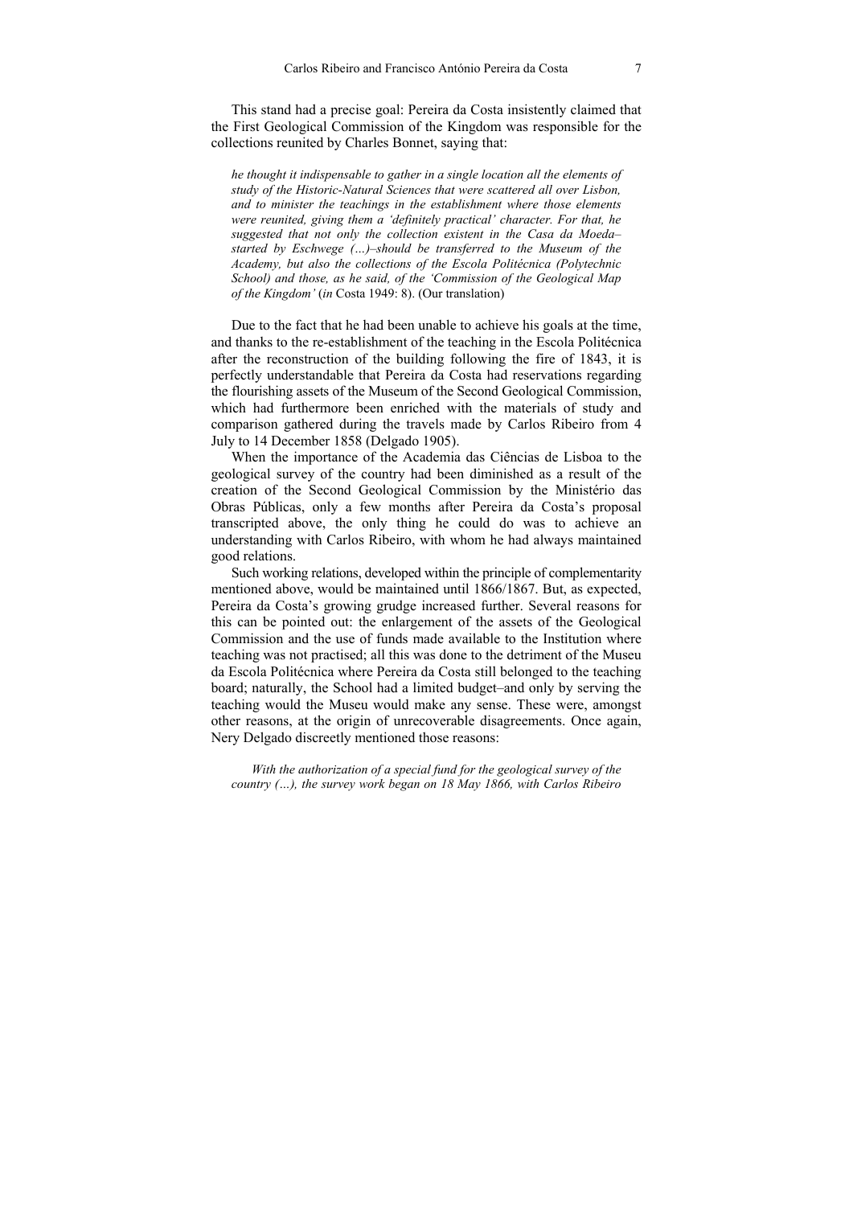This stand had a precise goal: Pereira da Costa insistently claimed that the First Geological Commission of the Kingdom was responsible for the collections reunited by Charles Bonnet, saying that:

> *he thought it indispensable to gather in a single location all the elements of study of the Historic-Natural Sciences that were scattered all over Lisbon, and to minister the teachings in the establishment where those elements were reunited, giving them a 'definitely practical' character. For that, he suggested that not only the collection existent in the Casa da Moeda– started by Eschwege (…)–should be transferred to the Museum of the Academy, but also the collections of the Escola Politécnica (Polytechnic School) and those, as he said, of the 'Commission of the Geological Map of the Kingdom'* (*in* Costa 1949: 8). (Our translation)

Due to the fact that he had been unable to achieve his goals at the time, and thanks to the re-establishment of the teaching in the Escola Politécnica after the reconstruction of the building following the fire of 1843, it is perfectly understandable that Pereira da Costa had reservations regarding the flourishing assets of the Museum of the Second Geological Commission, which had furthermore been enriched with the materials of study and comparison gathered during the travels made by Carlos Ribeiro from 4 July to 14 December 1858 (Delgado 1905).

When the importance of the Academia das Ciências de Lisboa to the geological survey of the country had been diminished as a result of the creation of the Second Geological Commission by the Ministério das Obras Públicas, only a few months after Pereira da Costa's proposal transcripted above, the only thing he could do was to achieve an understanding with Carlos Ribeiro, with whom he had always maintained good relations.

Such working relations, developed within the principle of complementarity mentioned above, would be maintained until 1866/1867. But, as expected, Pereira da Costa's growing grudge increased further. Several reasons for this can be pointed out: the enlargement of the assets of the Geological Commission and the use of funds made available to the Institution where teaching was not practised; all this was done to the detriment of the Museu da Escola Politécnica where Pereira da Costa still belonged to the teaching board; naturally, the School had a limited budget–and only by serving the teaching would the Museu make any sense. These were, amongst other reasons, at the origin of unrecoverable disagreements. Once again, Nery Delgado discreetly mentioned those reasons:

> *With the authorization of a special fund for the geological survey of the country (…), the survey work began on 18 May 1866, with Carlos Ribeiro*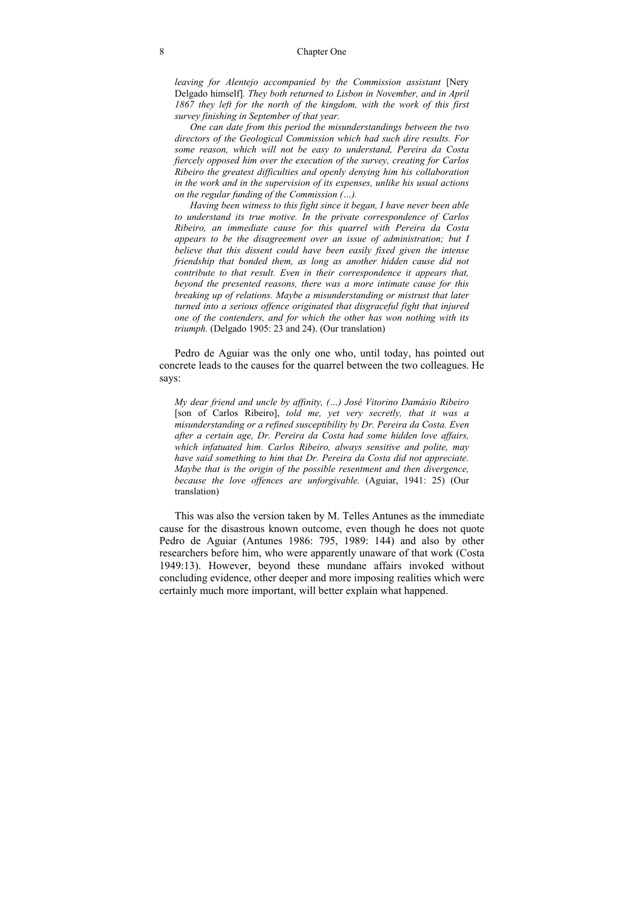> *leaving for Alentejo accompanied by the Commission assistant* [Nery Delgado himself]*. They both returned to Lisbon in November, and in April 1867 they left for the north of the kingdom, with the work of this first survey finishing in September of that year.*
>
> *One can date from this period the misunderstandings between the two directors of the Geological Commission which had such dire results. For some reason, which will not be easy to understand, Pereira da Costa fiercely opposed him over the execution of the survey, creating for Carlos Ribeiro the greatest difficulties and openly denying him his collaboration in the work and in the supervision of its expenses, unlike his usual actions on the regular funding of the Commission (…).*
>
> *Having been witness to this fight since it began, I have never been able to understand its true motive. In the private correspondence of Carlos Ribeiro, an immediate cause for this quarrel with Pereira da Costa appears to be the disagreement over an issue of administration; but I believe that this dissent could have been easily fixed given the intense friendship that bonded them, as long as another hidden cause did not contribute to that result. Even in their correspondence it appears that, beyond the presented reasons, there was a more intimate cause for this breaking up of relations. Maybe a misunderstanding or mistrust that later turned into a serious offence originated that disgraceful fight that injured one of the contenders, and for which the other has won nothing with its triumph.* (Delgado 1905: 23 and 24). (Our translation)

Pedro de Aguiar was the only one who, until today, has pointed out concrete leads to the causes for the quarrel between the two colleagues. He says:

> *My dear friend and uncle by affinity, (…) José Vitorino Damásio Ribeiro* [son of Carlos Ribeiro], *told me, yet very secretly, that it was a misunderstanding or a refined susceptibility by Dr. Pereira da Costa. Even after a certain age, Dr. Pereira da Costa had some hidden love affairs, which infatuated him. Carlos Ribeiro, always sensitive and polite, may have said something to him that Dr. Pereira da Costa did not appreciate. Maybe that is the origin of the possible resentment and then divergence, because the love offences are unforgivable.* (Aguiar, 1941: 25) (Our translation)

This was also the version taken by M. Telles Antunes as the immediate cause for the disastrous known outcome, even though he does not quote Pedro de Aguiar (Antunes 1986: 795, 1989: 144) and also by other researchers before him, who were apparently unaware of that work (Costa 1949:13). However, beyond these mundane affairs invoked without concluding evidence, other deeper and more imposing realities which were certainly much more important, will better explain what happened.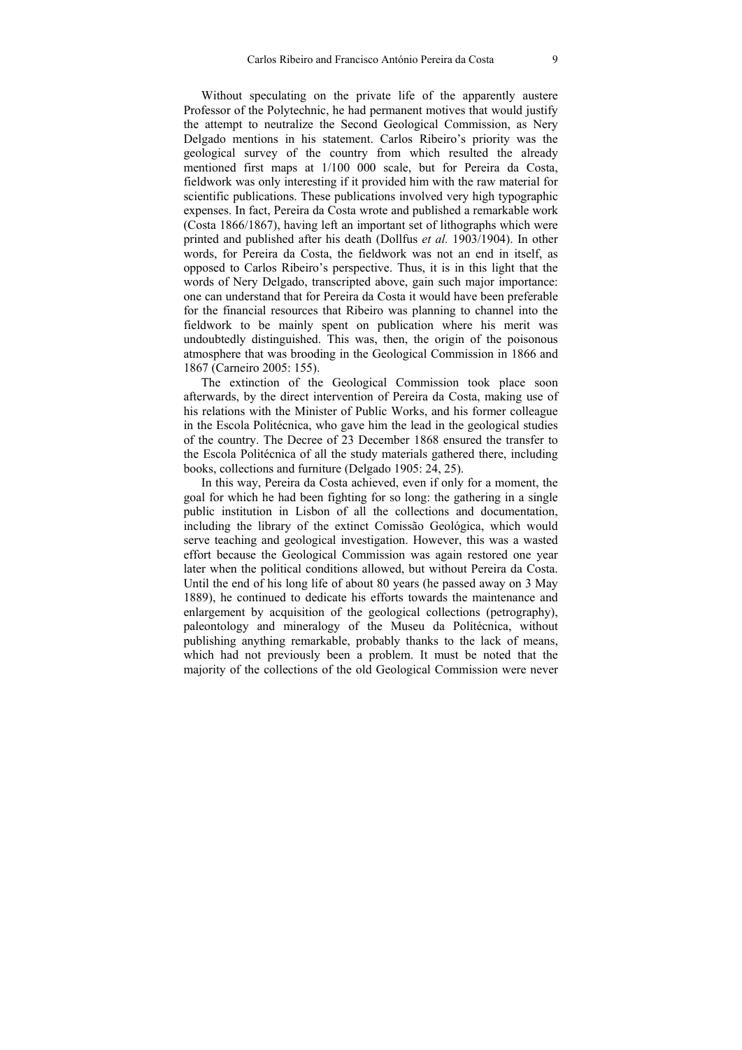Without speculating on the private life of the apparently austere Professor of the Polytechnic, he had permanent motives that would justify the attempt to neutralize the Second Geological Commission, as Nery Delgado mentions in his statement. Carlos Ribeiro's priority was the geological survey of the country from which resulted the already mentioned first maps at 1/100 000 scale, but for Pereira da Costa, fieldwork was only interesting if it provided him with the raw material for scientific publications. These publications involved very high typographic expenses. In fact, Pereira da Costa wrote and published a remarkable work (Costa 1866/1867), having left an important set of lithographs which were printed and published after his death (Dollfus *et al.* 1903/1904). In other words, for Pereira da Costa, the fieldwork was not an end in itself, as opposed to Carlos Ribeiro's perspective. Thus, it is in this light that the words of Nery Delgado, transcripted above, gain such major importance: one can understand that for Pereira da Costa it would have been preferable for the financial resources that Ribeiro was planning to channel into the fieldwork to be mainly spent on publication where his merit was undoubtedly distinguished. This was, then, the origin of the poisonous atmosphere that was brooding in the Geological Commission in 1866 and 1867 (Carneiro 2005: 155).

The extinction of the Geological Commission took place soon afterwards, by the direct intervention of Pereira da Costa, making use of his relations with the Minister of Public Works, and his former colleague in the Escola Politécnica, who gave him the lead in the geological studies of the country. The Decree of 23 December 1868 ensured the transfer to the Escola Politécnica of all the study materials gathered there, including books, collections and furniture (Delgado 1905: 24, 25).

In this way, Pereira da Costa achieved, even if only for a moment, the goal for which he had been fighting for so long: the gathering in a single public institution in Lisbon of all the collections and documentation, including the library of the extinct Comissão Geológica, which would serve teaching and geological investigation. However, this was a wasted effort because the Geological Commission was again restored one year later when the political conditions allowed, but without Pereira da Costa. Until the end of his long life of about 80 years (he passed away on 3 May 1889), he continued to dedicate his efforts towards the maintenance and enlargement by acquisition of the geological collections (petrography), paleontology and mineralogy of the Museu da Politécnica, without publishing anything remarkable, probably thanks to the lack of means, which had not previously been a problem. It must be noted that the majority of the collections of the old Geological Commission were never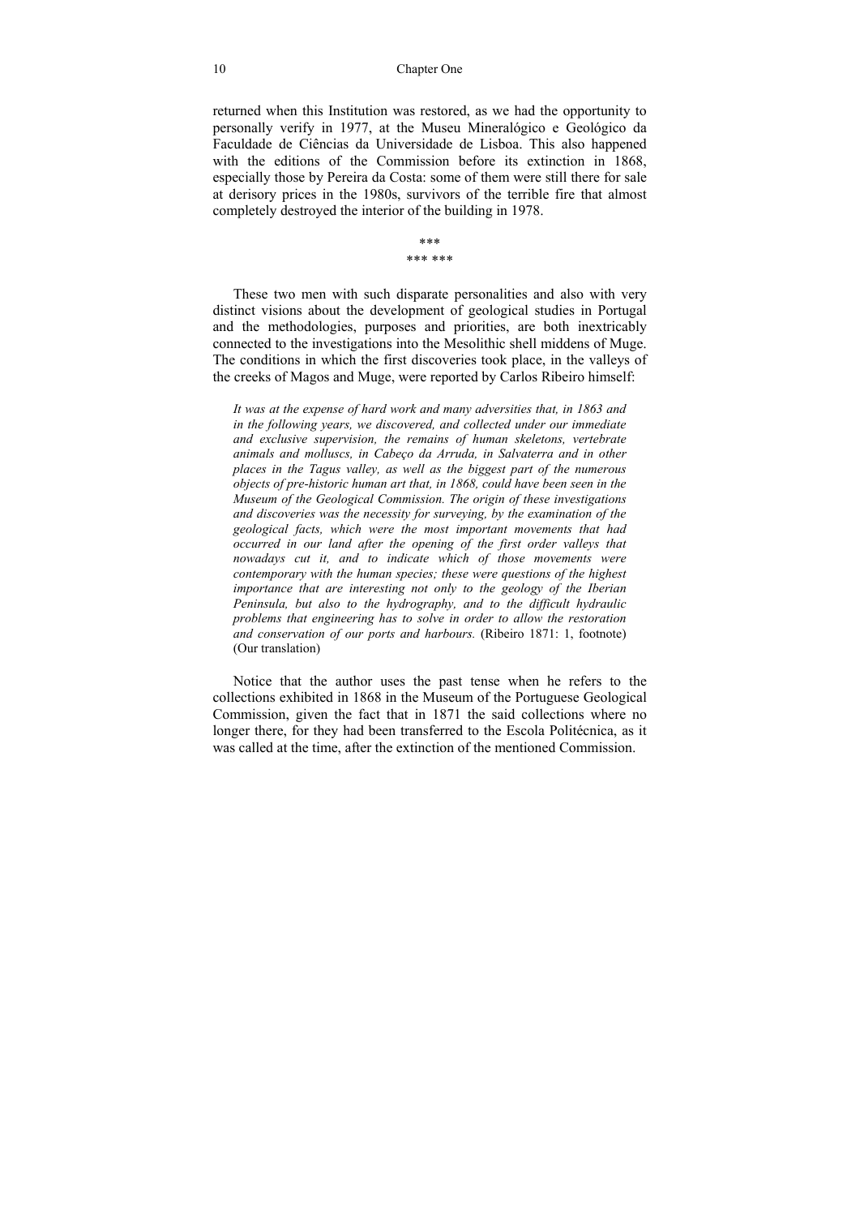returned when this Institution was restored, as we had the opportunity to personally verify in 1977, at the Museu Mineralógico e Geológico da Faculdade de Ciências da Universidade de Lisboa. This also happened with the editions of the Commission before its extinction in 1868, especially those by Pereira da Costa: some of them were still there for sale at derisory prices in the 1980s, survivors of the terrible fire that almost completely destroyed the interior of the building in 1978.

\*\*\*
\*\*\* \*\*\*

These two men with such disparate personalities and also with very distinct visions about the development of geological studies in Portugal and the methodologies, purposes and priorities, are both inextricably connected to the investigations into the Mesolithic shell middens of Muge. The conditions in which the first discoveries took place, in the valleys of the creeks of Magos and Muge, were reported by Carlos Ribeiro himself:

> *It was at the expense of hard work and many adversities that, in 1863 and in the following years, we discovered, and collected under our immediate and exclusive supervision, the remains of human skeletons, vertebrate animals and molluscs, in Cabeço da Arruda, in Salvaterra and in other places in the Tagus valley, as well as the biggest part of the numerous objects of pre-historic human art that, in 1868, could have been seen in the Museum of the Geological Commission. The origin of these investigations and discoveries was the necessity for surveying, by the examination of the geological facts, which were the most important movements that had occurred in our land after the opening of the first order valleys that nowadays cut it, and to indicate which of those movements were contemporary with the human species; these were questions of the highest importance that are interesting not only to the geology of the Iberian Peninsula, but also to the hydrography, and to the difficult hydraulic problems that engineering has to solve in order to allow the restoration and conservation of our ports and harbours.* (Ribeiro 1871: 1, footnote) (Our translation)

Notice that the author uses the past tense when he refers to the collections exhibited in 1868 in the Museum of the Portuguese Geological Commission, given the fact that in 1871 the said collections where no longer there, for they had been transferred to the Escola Politécnica, as it was called at the time, after the extinction of the mentioned Commission.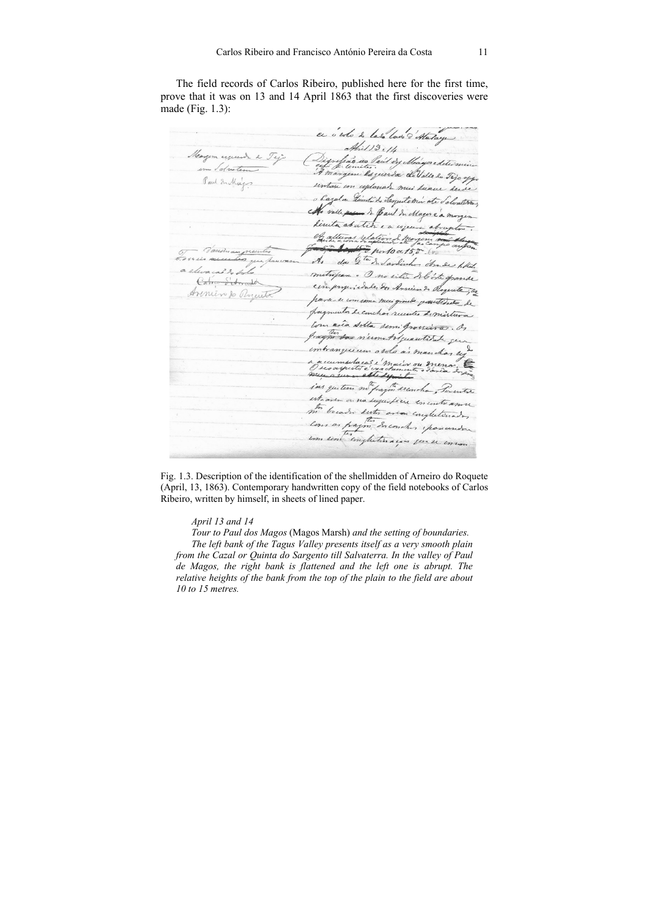The field records of Carlos Ribeiro, published here for the first time, prove that it was on 13 and 14 April 1863 that the first discoveries were made (Fig. 1.3):

Fig. 1.3. Description of the identification of the shellmidden of Arneiro do Roquete (April, 13, 1863). Contemporary handwritten copy of the field notebooks of Carlos Ribeiro, written by himself, in sheets of lined paper.

> *April 13 and 14*
>
> *Tour to Paul dos Magos* (Magos Marsh) *and the setting of boundaries.*
>
> *The left bank of the Tagus Valley presents itself as a very smooth plain from the Cazal or Quinta do Sargento till Salvaterra. In the valley of Paul de Magos, the right bank is flattened and the left one is abrupt. The relative heights of the bank from the top of the plain to the field are about 10 to 15 metres.*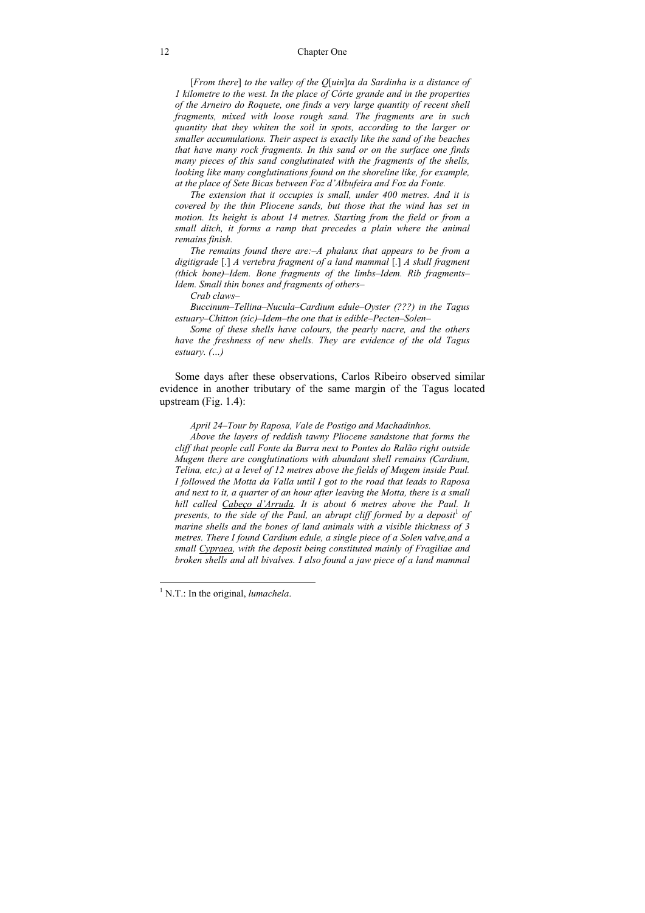*[From there] to the valley of the Q[uin]ta da Sardinha is a distance of 1 kilometre to the west. In the place of Córte grande and in the properties of the Arneiro do Roquete, one finds a very large quantity of recent shell fragments, mixed with loose rough sand. The fragments are in such quantity that they whiten the soil in spots, according to the larger or smaller accumulations. Their aspect is exactly like the sand of the beaches that have many rock fragments. In this sand or on the surface one finds many pieces of this sand conglutinated with the fragments of the shells, looking like many conglutinations found on the shoreline like, for example, at the place of Sete Bicas between Foz d'Albufeira and Foz da Fonte.*

*The extension that it occupies is small, under 400 metres. And it is covered by the thin Pliocene sands, but those that the wind has set in motion. Its height is about 14 metres. Starting from the field or from a small ditch, it forms a ramp that precedes a plain where the animal remains finish.*

*The remains found there are:–A phalanx that appears to be from a digitigrade [.] A vertebra fragment of a land mammal [.] A skull fragment (thick bone)–Idem. Bone fragments of the limbs–Idem. Rib fragments–Idem. Small thin bones and fragments of others–*

*Crab claws–*

*Buccinum–Tellina–Nucula–Cardium edule–Oyster (???) in the Tagus estuary–Chitton (sic)–Idem–the one that is edible–Pecten–Solen–*

*Some of these shells have colours, the pearly nacre, and the others have the freshness of new shells. They are evidence of the old Tagus estuary. (…)*

Some days after these observations, Carlos Ribeiro observed similar evidence in another tributary of the same margin of the Tagus located upstream (Fig. 1.4):

*April 24–Tour by Raposa, Vale de Postigo and Machadinhos.*

*Above the layers of reddish tawny Pliocene sandstone that forms the cliff that people call Fonte da Burra next to Pontes do Ralão right outside Mugem there are conglutinations with abundant shell remains (Cardium, Telina, etc.) at a level of 12 metres above the fields of Mugem inside Paul. I followed the Motta da Valla until I got to the road that leads to Raposa and next to it, a quarter of an hour after leaving the Motta, there is a small hill called <u>Cabeço d'Arruda</u>. It is about 6 metres above the Paul. It presents, to the side of the Paul, an abrupt cliff formed by a deposit[1] of marine shells and the bones of land animals with a visible thickness of 3 metres. There I found Cardium edule, a single piece of a Solen valve,and a small <u>Cypraea</u>, with the deposit being constituted mainly of Fragiliae and broken shells and all bivalves. I also found a jaw piece of a land mammal*

[1] N.T.: In the original, *lumachela*.